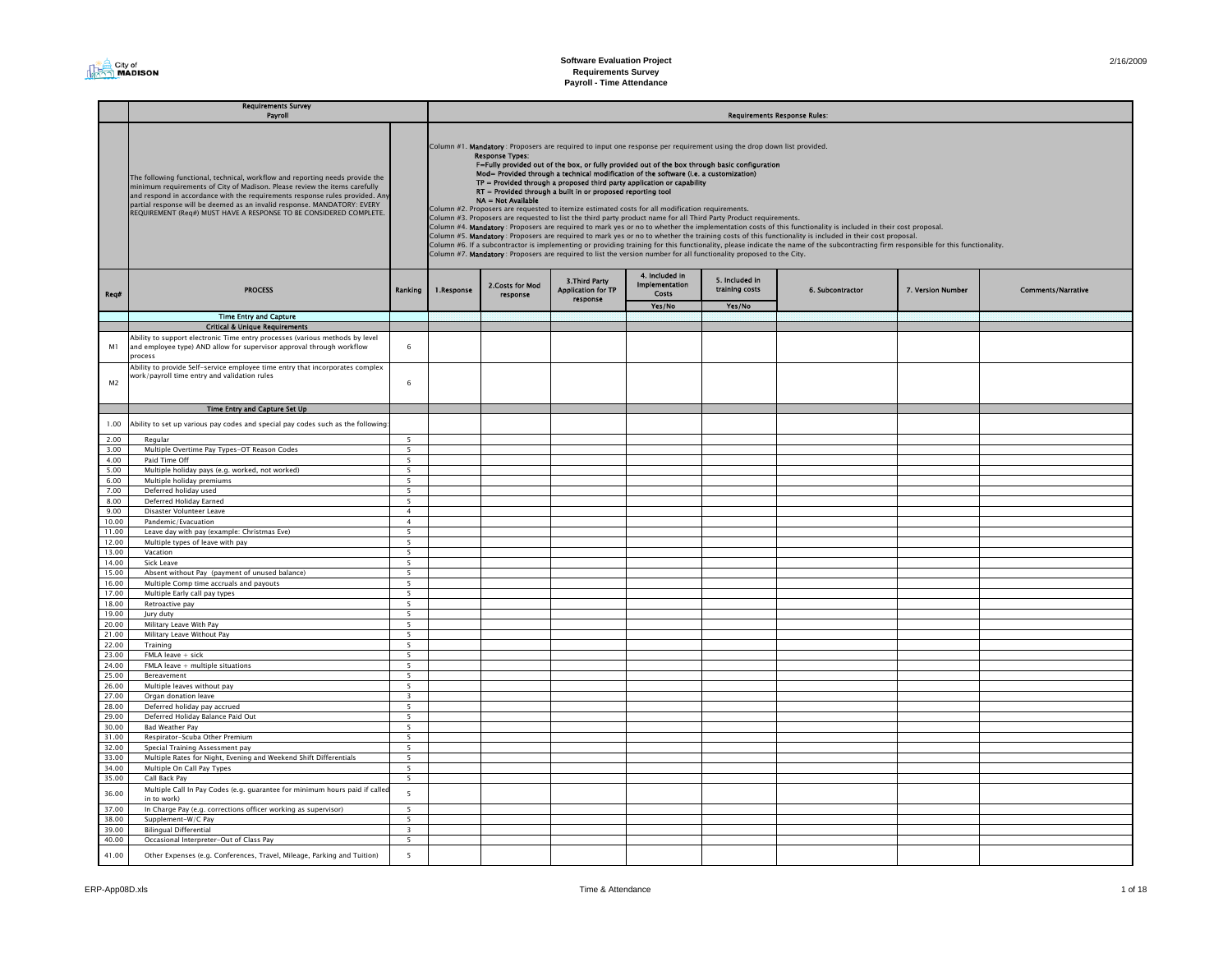# Software Evaluation Project
## Requirements Survey
## Payroll - Time Attendance

2/16/2009

| | Requirements Survey<br>Payroll | | Requirements Response Rules: | | | | | | | |
|---|---|---|---|---|---|---|---|---|---|---|
| | The following functional, technical, workflow and reporting needs provide the minimum requirements of City of Madison. Please review the items carefully and respond in accordance with the requirements response rules provided. Any partial response will be deemed as an invalid response. MANDATORY: EVERY REQUIREMENT (Req#) MUST HAVE A RESPONSE TO BE CONSIDERED COMPLETE. | | Column #1. **Mandatory** : Proposers are required to input one response per requirement using the drop down list provided.<br>**Response Types:**<br>**F=Fully provided out of the box, or fully provided out of the box through basic configuration**<br>**Mod= Provided through a technical modification of the software (i.e. a customization)**<br>**TP = Provided through a proposed third party application or capability**<br>**RT = Provided through a built in or proposed reporting tool**<br>**NA = Not Available**<br>Column #2. Proposers are requested to itemize estimated costs for all modification requirements.<br>Column #3. Proposers are requested to list the third party product name for all Third Party Product requirements.<br>Column #4. **Mandatory** : Proposers are required to mark yes or no to whether the implementation costs of this functionality is included in their cost proposal.<br>Column #5. **Mandatory** : Proposers are required to mark yes or no to whether the training costs of this functionality is included in their cost proposal.<br>Column #6. If a subcontractor is implementing or providing training for this functionality, please indicate the name of the subcontracting firm responsible for this functionality.<br>Column #7. **Mandatory** : Proposers are required to list the version number for all functionality proposed to the City. | | | | | | | |
| Req# | PROCESS | Ranking | 1.Response | 2.Costs for Mod response | 3.Third Party Application for TP response | 4. Included in Implementation Costs<br>Yes/No | 5. Included in training costs<br>Yes/No | 6. Subcontractor | 7. Version Number | Comments/Narrative |
| | **Time Entry and Capture** | | | | | | | | | |
| | **Critical & Unique Requirements** | | | | | | | | | |
| M1 | Ability to support electronic Time entry processes (various methods by level and employee type) AND allow for supervisor approval through workflow process | 6 | | | | | | | | |
| M2 | Ability to provide Self-service employee time entry that incorporates complex work/payroll time entry and validation rules | 6 | | | | | | | | |
| | **Time Entry and Capture Set Up** | | | | | | | | | |
| 1.00 | Ability to set up various pay codes and special pay codes such as the following: | | | | | | | | | |
| 2.00 | Regular | 5 | | | | | | | | |
| 3.00 | Multiple Overtime Pay Types-OT Reason Codes | 5 | | | | | | | | |
| 4.00 | Paid Time Off | 5 | | | | | | | | |
| 5.00 | Multiple holiday pays (e.g. worked, not worked) | 5 | | | | | | | | |
| 6.00 | Multiple holiday premiums | 5 | | | | | | | | |
| 7.00 | Deferred holiday used | 5 | | | | | | | | |
| 8.00 | Deferred Holiday Earned | 5 | | | | | | | | |
| 9.00 | Disaster Volunteer Leave | 4 | | | | | | | | |
| 10.00 | Pandemic/Evacuation | 4 | | | | | | | | |
| 11.00 | Leave day with pay (example: Christmas Eve) | 5 | | | | | | | | |
| 12.00 | Multiple types of leave with pay | 5 | | | | | | | | |
| 13.00 | Vacation | 5 | | | | | | | | |
| 14.00 | Sick Leave | 5 | | | | | | | | |
| 15.00 | Absent without Pay (payment of unused balance) | 5 | | | | | | | | |
| 16.00 | Multiple Comp time accruals and payouts | 5 | | | | | | | | |
| 17.00 | Multiple Early call pay types | 5 | | | | | | | | |
| 18.00 | Retroactive pay | 5 | | | | | | | | |
| 19.00 | Jury duty | 5 | | | | | | | | |
| 20.00 | Military Leave With Pay | 5 | | | | | | | | |
| 21.00 | Military Leave Without Pay | 5 | | | | | | | | |
| 22.00 | Training | 5 | | | | | | | | |
| 23.00 | FMLA leave + sick | 5 | | | | | | | | |
| 24.00 | FMLA leave + multiple situations | 5 | | | | | | | | |
| 25.00 | Bereavement | 5 | | | | | | | | |
| 26.00 | Multiple leaves without pay | 5 | | | | | | | | |
| 27.00 | Organ donation leave | 3 | | | | | | | | |
| 28.00 | Deferred holiday pay accrued | 5 | | | | | | | | |
| 29.00 | Deferred Holiday Balance Paid Out | 5 | | | | | | | | |
| 30.00 | Bad Weather Pay | 5 | | | | | | | | |
| 31.00 | Respirator-Scuba Other Premium | 5 | | | | | | | | |
| 32.00 | Special Training Assessment pay | 5 | | | | | | | | |
| 33.00 | Multiple Rates for Night, Evening and Weekend Shift Differentials | 5 | | | | | | | | |
| 34.00 | Multiple On Call Pay Types | 5 | | | | | | | | |
| 35.00 | Call Back Pay | 5 | | | | | | | | |
| 36.00 | Multiple Call In Pay Codes (e.g. guarantee for minimum hours paid if called in to work) | 5 | | | | | | | | |
| 37.00 | In Charge Pay (e.g. corrections officer working as supervisor) | 5 | | | | | | | | |
| 38.00 | Supplement-W/C Pay | 5 | | | | | | | | |
| 39.00 | Bilingual Differential | 3 | | | | | | | | |
| 40.00 | Occasional Interpreter-Out of Class Pay | 5 | | | | | | | | |
| 41.00 | Other Expenses (e.g. Conferences, Travel, Mileage, Parking and Tuition) | 5 | | | | | | | | |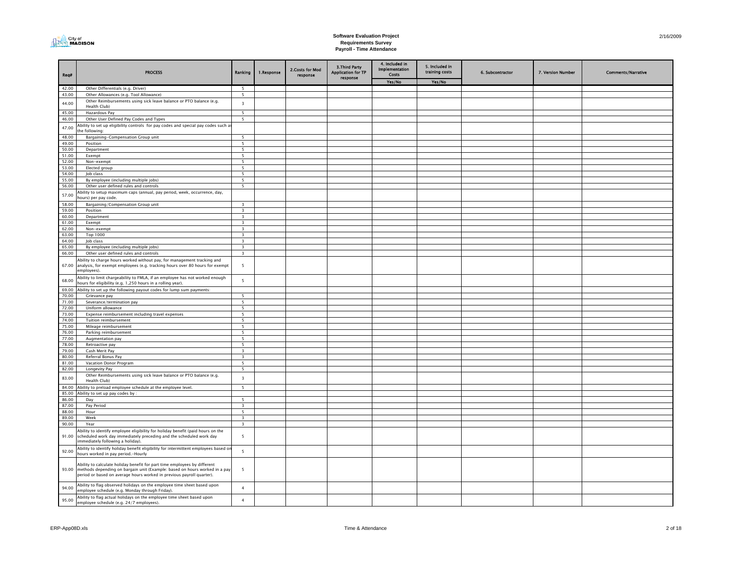# Software Evaluation Project
## Requirements Survey
### Payroll - Time Attendance

| Req# | PROCESS | Ranking | 1.Response | 2.Costs for Mod response | 3.Third Party Application for TP response | 4. Included in Implementation Costs | 5. Included in training costs | 6. Subcontractor | 7. Version Number | Comments/Narrative |
|---|---|---|---|---|---|---|---|---|---|---|
| | | | | | | Yes/No | Yes/No | | | |
| 42.00 | Other Differentials (e.g. Driver) | 5 | | | | | | | | |
| 43.00 | Other Allowances (e.g. Tool Allowance) | 5 | | | | | | | | |
| 44.00 | Other Reimbursements using sick leave balance or PTO balance (e.g. Health Club) | 3 | | | | | | | | |
| 45.00 | Hazardous Pay | 5 | | | | | | | | |
| 46.00 | Other User Defined Pay Codes and Types | 5 | | | | | | | | |
| 47.00 | Ability to set up eligibility controls for pay codes and special pay codes such as the following: | | | | | | | | | |
| 48.00 | Bargaining-Compensation Group unit | 5 | | | | | | | | |
| 49.00 | Position | 5 | | | | | | | | |
| 50.00 | Department | 5 | | | | | | | | |
| 51.00 | Exempt | 5 | | | | | | | | |
| 52.00 | Non-exempt | 5 | | | | | | | | |
| 53.00 | Elected group | 5 | | | | | | | | |
| 54.00 | Job class | 5 | | | | | | | | |
| 55.00 | By employee (including multiple jobs) | 5 | | | | | | | | |
| 56.00 | Other user defined rules and controls | 5 | | | | | | | | |
| 57.00 | Ability to setup maximum caps (annual, pay period, week, occurrence, day, hours) per pay code. | | | | | | | | | |
| 58.00 | Bargaining/Compensation Group unit | 3 | | | | | | | | |
| 59.00 | Position | 3 | | | | | | | | |
| 60.00 | Department | 3 | | | | | | | | |
| 61.00 | Exempt | 3 | | | | | | | | |
| 62.00 | Non-exempt | 3 | | | | | | | | |
| 63.00 | Top 1000 | 3 | | | | | | | | |
| 64.00 | Job class | 3 | | | | | | | | |
| 65.00 | By employee (including multiple jobs) | 3 | | | | | | | | |
| 66.00 | Other user defined rules and controls | 3 | | | | | | | | |
| 67.00 | Ability to charge hours worked without pay, for management tracking and analysis, for exempt employees (e.g. tracking hours over 80 hours for exempt employees). | 5 | | | | | | | | |
| 68.00 | Ability to limit chargeability to FMLA, if an employee has not worked enough hours for eligibility (e.g. 1,250 hours in a rolling year). | 5 | | | | | | | | |
| 69.00 | Ability to set up the following payout codes for lump sum payments: | | | | | | | | | |
| 70.00 | Grievance pay | 5 | | | | | | | | |
| 71.00 | Severance/termination pay | 5 | | | | | | | | |
| 72.00 | Uniform allowance | 5 | | | | | | | | |
| 73.00 | Expense reimbursement including travel expenses | 5 | | | | | | | | |
| 74.00 | Tuition reimbursement | 5 | | | | | | | | |
| 75.00 | Mileage reimbursement | 5 | | | | | | | | |
| 76.00 | Parking reimbursement | 5 | | | | | | | | |
| 77.00 | Augmentation pay | 5 | | | | | | | | |
| 78.00 | Retroactive pay | 5 | | | | | | | | |
| 79.00 | Cash Merit Pay | 3 | | | | | | | | |
| 80.00 | Referral Bonus Pay | 3 | | | | | | | | |
| 81.00 | Vacation Donor Program | 5 | | | | | | | | |
| 82.00 | Longevity Pay | 5 | | | | | | | | |
| 83.00 | Other Reimbursements using sick leave balance or PTO balance (e.g. Health Club) | 3 | | | | | | | | |
| 84.00 | Ability to preload employee schedule at the employee level. | 5 | | | | | | | | |
| 85.00 | Ability to set up pay codes by : | | | | | | | | | |
| 86.00 | Day | 5 | | | | | | | | |
| 87.00 | Pay Period | 3 | | | | | | | | |
| 88.00 | Hour | 5 | | | | | | | | |
| 89.00 | Week | 3 | | | | | | | | |
| 90.00 | Year | 3 | | | | | | | | |
| 91.00 | Ability to identify employee eligibility for holiday benefit (paid hours on the scheduled work day immediately preceding and the scheduled work day immediately following a holiday). | 5 | | | | | | | | |
| 92.00 | Ability to identify holiday benefit eligibility for intermittent employees based on hours worked in pay period.-Hourly | 5 | | | | | | | | |
| 93.00 | Ability to calculate holiday benefit for part time employees by different methods depending on bargain unit (Example: based on hours worked in a pay period or based on average hours worked in previous payroll quarter). | 5 | | | | | | | | |
| 94.00 | Ability to flag observed holidays on the employee time sheet based upon employee schedule (e.g. Monday through Friday). | 4 | | | | | | | | |
| 95.00 | Ability to flag actual holidays on the employee time sheet based upon employee schedule (e.g. 24/7 employees). | 4 | | | | | | | | |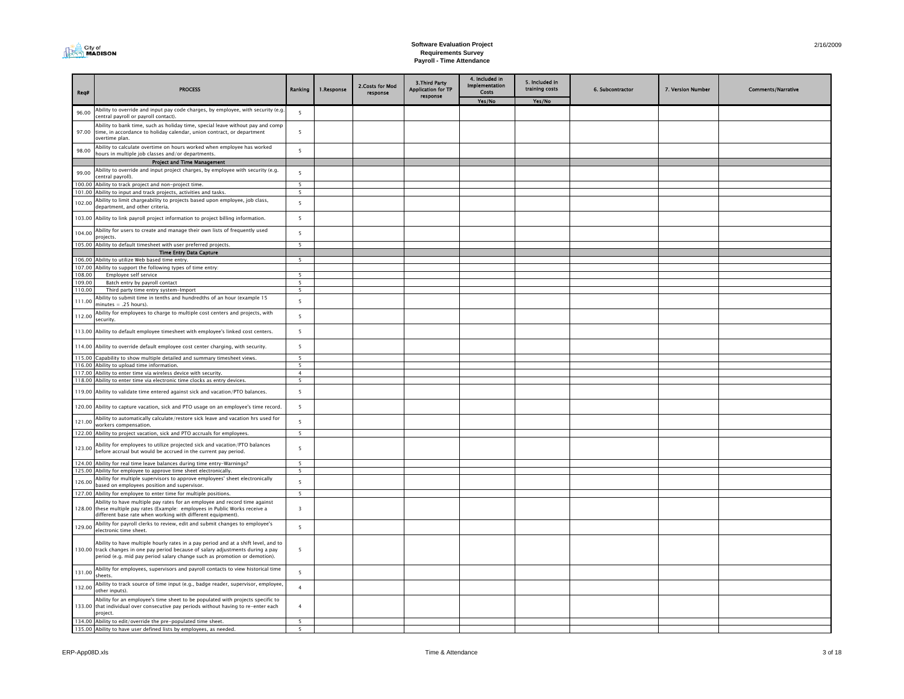# Software Evaluation Project
## Requirements Survey
## Payroll - Time Attendance

| Req# | PROCESS | Ranking | 1.Response | 2.Costs for Mod response | 3.Third Party Application for TP response | 4. Included in Implementation Costs | 5. Included in training costs | 6. Subcontractor | 7. Version Number | Comments/Narrative |
|---|---|---|---|---|---|---|---|---|---|---|
| | | | | | | Yes/No | Yes/No | | | |
| 96.00 | Ability to override and input pay code charges, by employee, with security (e.g. central payroll or payroll contact). | 5 | | | | | | | | |
| 97.00 | Ability to bank time, such as holiday time, special leave without pay and comp time, in accordance to holiday calendar, union contract, or department overtime plan. | 5 | | | | | | | | |
| 98.00 | Ability to calculate overtime on hours worked when employee has worked hours in multiple job classes and/or departments. | 5 | | | | | | | | |
| | **Project and Time Management** | | | | | | | | | |
| 99.00 | Ability to override and input project charges, by employee with security (e.g. central payroll). | 5 | | | | | | | | |
| 100.00 | Ability to track project and non-project time. | 5 | | | | | | | | |
| 101.00 | Ability to input and track projects, activities and tasks. | 5 | | | | | | | | |
| 102.00 | Ability to limit chargeability to projects based upon employee, job class, department, and other criteria. | 5 | | | | | | | | |
| 103.00 | Ability to link payroll project information to project billing information. | 5 | | | | | | | | |
| 104.00 | Ability for users to create and manage their own lists of frequently used projects. | 5 | | | | | | | | |
| 105.00 | Ability to default timesheet with user preferred projects. | 5 | | | | | | | | |
| | **Time Entry Data Capture** | | | | | | | | | |
| 106.00 | Ability to utilize Web based time entry. | 5 | | | | | | | | |
| 107.00 | Ability to support the following types of time entry: | | | | | | | | | |
| 108.00 | Employee self service | 5 | | | | | | | | |
| 109.00 | Batch entry by payroll contact | 5 | | | | | | | | |
| 110.00 | Third party time entry system-Import | 5 | | | | | | | | |
| 111.00 | Ability to submit time in tenths and hundredths of an hour (example 15 minutes = .25 hours). | 5 | | | | | | | | |
| 112.00 | Ability for employees to charge to multiple cost centers and projects, with security. | 5 | | | | | | | | |
| 113.00 | Ability to default employee timesheet with employee's linked cost centers. | 5 | | | | | | | | |
| 114.00 | Ability to override default employee cost center charging, with security. | 5 | | | | | | | | |
| 115.00 | Capability to show multiple detailed and summary timesheet views. | 5 | | | | | | | | |
| 116.00 | Ability to upload time information. | 5 | | | | | | | | |
| 117.00 | Ability to enter time via wireless device with security. | 4 | | | | | | | | |
| 118.00 | Ability to enter time via electronic time clocks as entry devices. | 5 | | | | | | | | |
| 119.00 | Ability to validate time entered against sick and vacation/PTO balances. | 5 | | | | | | | | |
| 120.00 | Ability to capture vacation, sick and PTO usage on an employee's time record. | 5 | | | | | | | | |
| 121.00 | Ability to automatically calculate/restore sick leave and vacation hrs used for workers compensation. | 5 | | | | | | | | |
| 122.00 | Ability to project vacation, sick and PTO accruals for employees. | 5 | | | | | | | | |
| 123.00 | Ability for employees to utilize projected sick and vacation/PTO balances before accrual but would be accrued in the current pay period. | 5 | | | | | | | | |
| 124.00 | Ability for real time leave balances during time entry-Warnings? | 5 | | | | | | | | |
| 125.00 | Ability for employee to approve time sheet electronically. | 5 | | | | | | | | |
| 126.00 | Ability for multiple supervisors to approve employees' sheet electronically based on employees position and supervisor. | 5 | | | | | | | | |
| 127.00 | Ability for employee to enter time for multiple positions. | 5 | | | | | | | | |
| 128.00 | Ability to have multiple pay rates for an employee and record time against these multiple pay rates (Example: employees in Public Works receive a different base rate when working with different equipment). | 3 | | | | | | | | |
| 129.00 | Ability for payroll clerks to review, edit and submit changes to employee's electronic time sheet. | 5 | | | | | | | | |
| 130.00 | Ability to have multiple hourly rates in a pay period and at a shift level, and to track changes in one pay period because of salary adjustments during a pay period (e.g. mid pay period salary change such as promotion or demotion). | 5 | | | | | | | | |
| 131.00 | Ability for employees, supervisors and payroll contacts to view historical time sheets. | 5 | | | | | | | | |
| 132.00 | Ability to track source of time input (e.g., badge reader, supervisor, employee, other inputs). | 4 | | | | | | | | |
| 133.00 | Ability for an employee's time sheet to be populated with projects specific to that individual over consecutive pay periods without having to re-enter each project. | 4 | | | | | | | | |
| 134.00 | Ability to edit/override the pre-populated time sheet. | 5 | | | | | | | | |
| 135.00 | Ability to have user defined lists by employees, as needed. | 5 | | | | | | | | |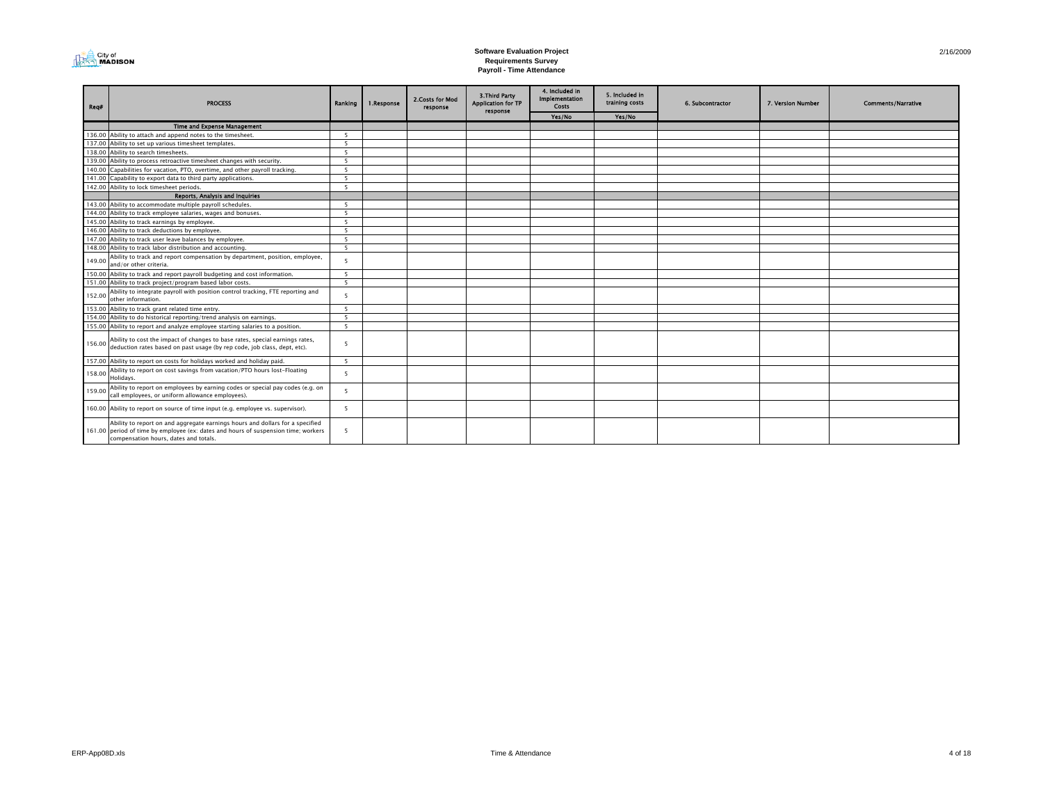**Software Evaluation Project**
**Requirements Survey**
**Payroll - Time Attendance**

2/16/2009

| Req# | PROCESS | Ranking | 1.Response | 2.Costs for Mod response | 3.Third Party Application for TP response | 4. Included in Implementation Costs | 5. Included in training costs | 6. Subcontractor | 7. Version Number | Comments/Narrative |
|---|---|---|---|---|---|---|---|---|---|---|
| | | | | | | Yes/No | Yes/No | | | |
| | **Time and Expense Management** | | | | | | | | | |
| 136.00 | Ability to attach and append notes to the timesheet. | 5 | | | | | | | | |
| 137.00 | Ability to set up various timesheet templates. | 5 | | | | | | | | |
| 138.00 | Ability to search timesheets. | 5 | | | | | | | | |
| 139.00 | Ability to process retroactive timesheet changes with security. | 5 | | | | | | | | |
| 140.00 | Capabilities for vacation, PTO, overtime, and other payroll tracking. | 5 | | | | | | | | |
| 141.00 | Capability to export data to third party applications. | 5 | | | | | | | | |
| 142.00 | Ability to lock timesheet periods. | 5 | | | | | | | | |
| | **Reports, Analysis and Inquiries** | | | | | | | | | |
| 143.00 | Ability to accommodate multiple payroll schedules. | 5 | | | | | | | | |
| 144.00 | Ability to track employee salaries, wages and bonuses. | 5 | | | | | | | | |
| 145.00 | Ability to track earnings by employee. | 5 | | | | | | | | |
| 146.00 | Ability to track deductions by employee. | 5 | | | | | | | | |
| 147.00 | Ability to track user leave balances by employee. | 5 | | | | | | | | |
| 148.00 | Ability to track labor distribution and accounting. | 5 | | | | | | | | |
| 149.00 | Ability to track and report compensation by department, position, employee, and/or other criteria. | 5 | | | | | | | | |
| 150.00 | Ability to track and report payroll budgeting and cost information. | 5 | | | | | | | | |
| 151.00 | Ability to track project/program based labor costs. | 5 | | | | | | | | |
| 152.00 | Ability to integrate payroll with position control tracking, FTE reporting and other information. | 5 | | | | | | | | |
| 153.00 | Ability to track grant related time entry. | 5 | | | | | | | | |
| 154.00 | Ability to do historical reporting/trend analysis on earnings. | 5 | | | | | | | | |
| 155.00 | Ability to report and analyze employee starting salaries to a position. | 5 | | | | | | | | |
| 156.00 | Ability to cost the impact of changes to base rates, special earnings rates, deduction rates based on past usage (by rep code, job class, dept, etc). | 5 | | | | | | | | |
| 157.00 | Ability to report on costs for holidays worked and holiday paid. | 5 | | | | | | | | |
| 158.00 | Ability to report on cost savings from vacation/PTO hours lost-Floating Holidays. | 5 | | | | | | | | |
| 159.00 | Ability to report on employees by earning codes or special pay codes (e.g. on call employees, or uniform allowance employees). | 5 | | | | | | | | |
| 160.00 | Ability to report on source of time input (e.g. employee vs. supervisor). | 5 | | | | | | | | |
| 161.00 | Ability to report on and aggregate earnings hours and dollars for a specified period of time by employee (ex: dates and hours of suspension time; workers compensation hours, dates and totals. | 5 | | | | | | | | |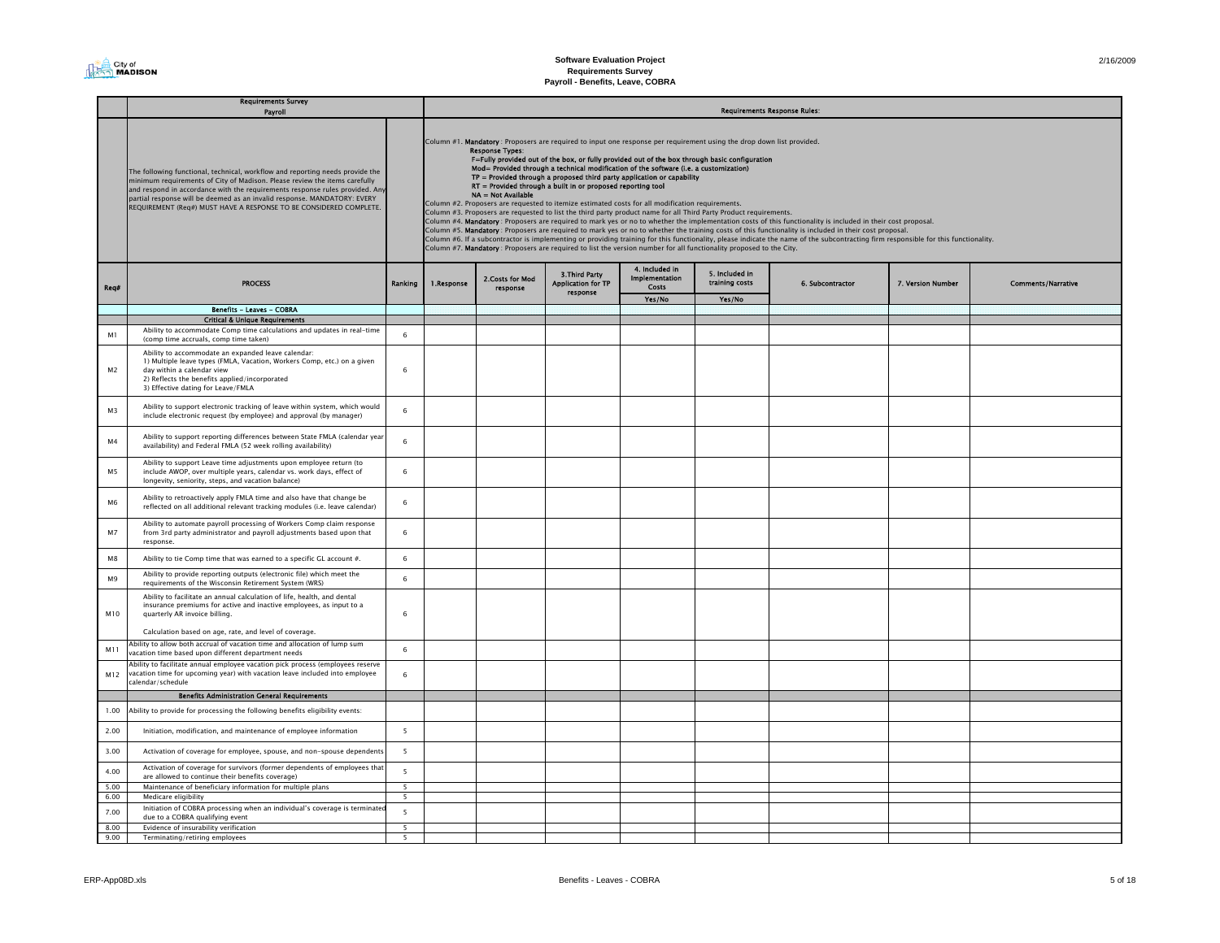# Software Evaluation Project
## Requirements Survey
## Payroll - Benefits, Leave, COBRA

| | Requirements Survey Payroll | | Requirements Response Rules: | | | | | | | |
|---|---|---|---|---|---|---|---|---|---|---|
| | The following functional, technical, workflow and reporting needs provide the minimum requirements of City of Madison. Please review the items carefully and respond in accordance with the requirements response rules provided. Any partial response will be deemed as an invalid response. MANDATORY: EVERY REQUIREMENT (Req#) MUST HAVE A RESPONSE TO BE CONSIDERED COMPLETE. | | Column #1. **Mandatory**: Proposers are required to input one response per requirement using the drop down list provided. **Response Types:** **F=Fully provided out of the box, or fully provided out of the box through basic configuration** **Mod= Provided through a technical modification of the software (i.e. a customization)** **TP = Provided through a proposed third party application or capability** **RT = Provided through a built in or proposed reporting tool** **NA = Not Available** Column #2. Proposers are requested to itemize estimated costs for all modification requirements. Column #3. Proposers are requested to list the third party product name for all Third Party Product requirements. Column #4. **Mandatory**: Proposers are required to mark yes or no to whether the implementation costs of this functionality is included in their cost proposal. Column #5. **Mandatory**: Proposers are required to mark yes or no to whether the training costs of this functionality is included in their cost proposal. Column #6. If a subcontractor is implementing or providing training for this functionality, please indicate the name of the subcontracting firm responsible for this functionality. Column #7. **Mandatory**: Proposers are required to list the version number for all functionality proposed to the City. | | | | | | | |
| Req# | PROCESS | Ranking | 1.Response | 2.Costs for Mod response | 3.Third Party Application for TP response | 4. Included in Implementation Costs Yes/No | 5. Included in training costs Yes/No | 6. Subcontractor | 7. Version Number | Comments/Narrative |
| | **Benefits - Leaves - COBRA** | | | | | | | | | |
| | **Critical & Unique Requirements** | | | | | | | | | |
| M1 | Ability to accommodate Comp time calculations and updates in real-time (comp time accruals, comp time taken) | 6 | | | | | | | | |
| M2 | Ability to accommodate an expanded leave calendar: 1) Multiple leave types (FMLA, Vacation, Workers Comp, etc.) on a given day within a calendar view 2) Reflects the benefits applied/incorporated 3) Effective dating for Leave/FMLA | 6 | | | | | | | | |
| M3 | Ability to support electronic tracking of leave within system, which would include electronic request (by employee) and approval (by manager) | 6 | | | | | | | | |
| M4 | Ability to support reporting differences between State FMLA (calendar year availability) and Federal FMLA (52 week rolling availability) | 6 | | | | | | | | |
| M5 | Ability to support Leave time adjustments upon employee return (to include AWOP, over multiple years, calendar vs. work days, effect of longevity, seniority, steps, and vacation balance) | 6 | | | | | | | | |
| M6 | Ability to retroactively apply FMLA time and also have that change be reflected on all additional relevant tracking modules (i.e. leave calendar) | 6 | | | | | | | | |
| M7 | Ability to automate payroll processing of Workers Comp claim response from 3rd party administrator and payroll adjustments based upon that response. | 6 | | | | | | | | |
| M8 | Ability to tie Comp time that was earned to a specific GL account #. | 6 | | | | | | | | |
| M9 | Ability to provide reporting outputs (electronic file) which meet the requirements of the Wisconsin Retirement System (WRS) | 6 | | | | | | | | |
| M10 | Ability to facilitate an annual calculation of life, health, and dental insurance premiums for active and inactive employees, as input to a quarterly AR invoice billing. Calculation based on age, rate, and level of coverage. | 6 | | | | | | | | |
| M11 | Ability to allow both accrual of vacation time and allocation of lump sum vacation time based upon different department needs | 6 | | | | | | | | |
| M12 | Ability to facilitate annual employee vacation pick process (employees reserve vacation time for upcoming year) with vacation leave included into employee calendar/schedule | 6 | | | | | | | | |
| | **Benefits Administration General Requirements** | | | | | | | | | |
| 1.00 | Ability to provide for processing the following benefits eligibility events: | | | | | | | | | |
| 2.00 | Initiation, modification, and maintenance of employee information | 5 | | | | | | | | |
| 3.00 | Activation of coverage for employee, spouse, and non-spouse dependents | 5 | | | | | | | | |
| 4.00 | Activation of coverage for survivors (former dependents of employees that are allowed to continue their benefits coverage) | 5 | | | | | | | | |
| 5.00 | Maintenance of beneficiary information for multiple plans | 5 | | | | | | | | |
| 6.00 | Medicare eligibility | 5 | | | | | | | | |
| 7.00 | Initiation of COBRA processing when an individual's coverage is terminated due to a COBRA qualifying event | 5 | | | | | | | | |
| 8.00 | Evidence of insurability verification | 5 | | | | | | | | |
| 9.00 | Terminating/retiring employees | 5 | | | | | | | | |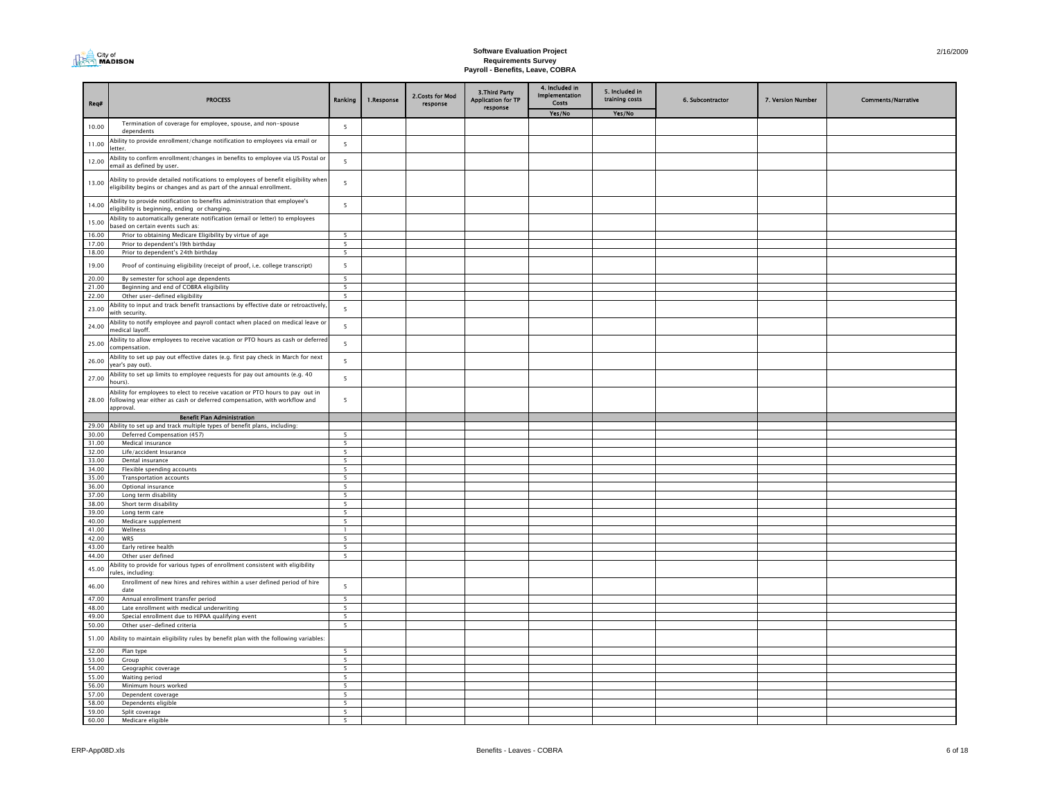# Software Evaluation Project
## Requirements Survey
## Payroll - Benefits, Leave, COBRA

| Req# | PROCESS | Ranking | 1.Response | 2.Costs for Mod response | 3.Third Party Application for TP response | 4. Included in Implementation Costs | 5. Included in training costs | 6. Subcontractor | 7. Version Number | Comments/Narrative |
|---|---|---|---|---|---|---|---|---|---|---|
| | | | | | | Yes/No | Yes/No | | | |
| 10.00 | Termination of coverage for employee, spouse, and non-spouse dependents | 5 | | | | | | | | |
| 11.00 | Ability to provide enrollment/change notification to employees via email or letter. | 5 | | | | | | | | |
| 12.00 | Ability to confirm enrollment/changes in benefits to employee via US Postal or email as defined by user. | 5 | | | | | | | | |
| 13.00 | Ability to provide detailed notifications to employees of benefit eligibility when eligibility begins or changes and as part of the annual enrollment. | 5 | | | | | | | | |
| 14.00 | Ability to provide notification to benefits administration that employee's eligibility is beginning, ending or changing. | 5 | | | | | | | | |
| 15.00 | Ability to automatically generate notification (email or letter) to employees based on certain events such as: | | | | | | | | | |
| 16.00 | Prior to obtaining Medicare Eligibility by virtue of age | 5 | | | | | | | | |
| 17.00 | Prior to dependent's l9th birthday | 5 | | | | | | | | |
| 18.00 | Prior to dependent's 24th birthday | 5 | | | | | | | | |
| 19.00 | Proof of continuing eligibility (receipt of proof, i.e. college transcript) | 5 | | | | | | | | |
| 20.00 | By semester for school age dependents | 5 | | | | | | | | |
| 21.00 | Beginning and end of COBRA eligibility | 5 | | | | | | | | |
| 22.00 | Other user-defined eligibility | 5 | | | | | | | | |
| 23.00 | Ability to input and track benefit transactions by effective date or retroactively, with security. | 5 | | | | | | | | |
| 24.00 | Ability to notify employee and payroll contact when placed on medical leave or medical layoff. | 5 | | | | | | | | |
| 25.00 | Ability to allow employees to receive vacation or PTO hours as cash or deferred compensation. | 5 | | | | | | | | |
| 26.00 | Ability to set up pay out effective dates (e.g. first pay check in March for next year's pay out). | 5 | | | | | | | | |
| 27.00 | Ability to set up limits to employee requests for pay out amounts (e.g. 40 hours). | 5 | | | | | | | | |
| 28.00 | Ability for employees to elect to receive vacation or PTO hours to pay out in following year either as cash or deferred compensation, with workflow and approval. | 5 | | | | | | | | |
| | **Benefit Plan Administration** | | | | | | | | | |
| 29.00 | Ability to set up and track multiple types of benefit plans, including: | | | | | | | | | |
| 30.00 | Deferred Compensation (457) | 5 | | | | | | | | |
| 31.00 | Medical insurance | 5 | | | | | | | | |
| 32.00 | Life/accident Insurance | 5 | | | | | | | | |
| 33.00 | Dental insurance | 5 | | | | | | | | |
| 34.00 | Flexible spending accounts | 5 | | | | | | | | |
| 35.00 | Transportation accounts | 5 | | | | | | | | |
| 36.00 | Optional insurance | 5 | | | | | | | | |
| 37.00 | Long term disability | 5 | | | | | | | | |
| 38.00 | Short term disability | 5 | | | | | | | | |
| 39.00 | Long term care | 5 | | | | | | | | |
| 40.00 | Medicare supplement | 5 | | | | | | | | |
| 41.00 | Wellness | 1 | | | | | | | | |
| 42.00 | WRS | 5 | | | | | | | | |
| 43.00 | Early retiree health | 5 | | | | | | | | |
| 44.00 | Other user defined | 5 | | | | | | | | |
| 45.00 | Ability to provide for various types of enrollment consistent with eligibility rules, including: | | | | | | | | | |
| 46.00 | Enrollment of new hires and rehires within a user defined period of hire date | 5 | | | | | | | | |
| 47.00 | Annual enrollment transfer period | 5 | | | | | | | | |
| 48.00 | Late enrollment with medical underwriting | 5 | | | | | | | | |
| 49.00 | Special enrollment due to HIPAA qualifying event | 5 | | | | | | | | |
| 50.00 | Other user-defined criteria | 5 | | | | | | | | |
| 51.00 | Ability to maintain eligibility rules by benefit plan with the following variables: | | | | | | | | | |
| 52.00 | Plan type | 5 | | | | | | | | |
| 53.00 | Group | 5 | | | | | | | | |
| 54.00 | Geographic coverage | 5 | | | | | | | | |
| 55.00 | Waiting period | 5 | | | | | | | | |
| 56.00 | Minimum hours worked | 5 | | | | | | | | |
| 57.00 | Dependent coverage | 5 | | | | | | | | |
| 58.00 | Dependents eligible | 5 | | | | | | | | |
| 59.00 | Split coverage | 5 | | | | | | | | |
| 60.00 | Medicare eligible | 5 | | | | | | | | |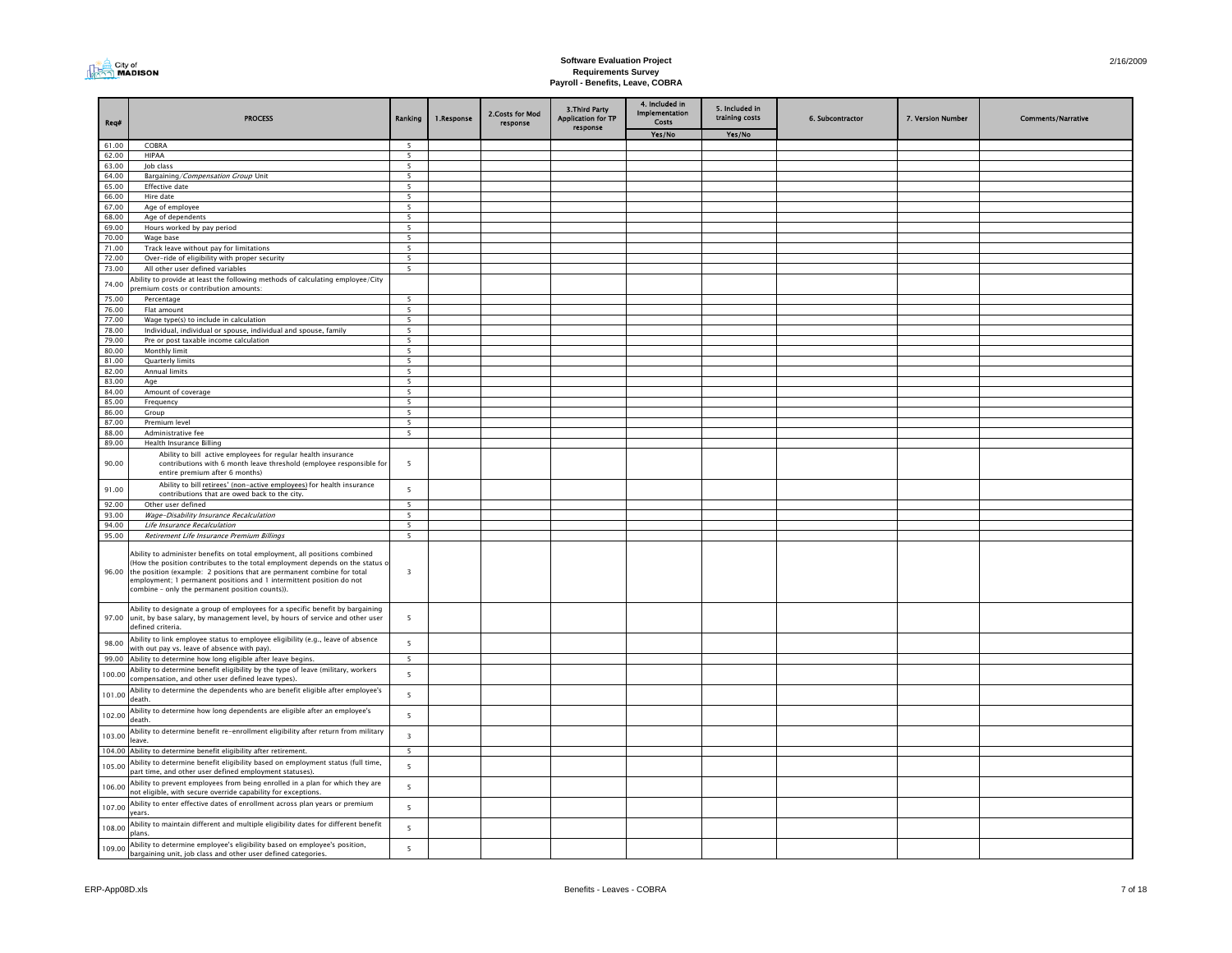# Software Evaluation Project
## Requirements Survey
### Payroll - Benefits, Leave, COBRA

| Req# | PROCESS | Ranking | 1.Response | 2.Costs for Mod response | 3.Third Party Application for TP response | 4. Included in Implementation Costs | 5. Included in training costs | 6. Subcontractor | 7. Version Number | Comments/Narrative |
|---|---|---|---|---|---|---|---|---|---|---|
| | | | | | | Yes/No | Yes/No | | | |
| 61.00 | COBRA | 5 | | | | | | | | |
| 62.00 | HIPAA | 5 | | | | | | | | |
| 63.00 | Job class | 5 | | | | | | | | |
| 64.00 | Bargaining/*Compensation Group* Unit | 5 | | | | | | | | |
| 65.00 | Effective date | 5 | | | | | | | | |
| 66.00 | Hire date | 5 | | | | | | | | |
| 67.00 | Age of employee | 5 | | | | | | | | |
| 68.00 | Age of dependents | 5 | | | | | | | | |
| 69.00 | Hours worked by pay period | 5 | | | | | | | | |
| 70.00 | Wage base | 5 | | | | | | | | |
| 71.00 | Track leave without pay for limitations | 5 | | | | | | | | |
| 72.00 | Over-ride of eligibility with proper security | 5 | | | | | | | | |
| 73.00 | All other user defined variables | 5 | | | | | | | | |
| 74.00 | Ability to provide at least the following methods of calculating employee/City premium costs or contribution amounts: | | | | | | | | | |
| 75.00 | Percentage | 5 | | | | | | | | |
| 76.00 | Flat amount | 5 | | | | | | | | |
| 77.00 | Wage type(s) to include in calculation | 5 | | | | | | | | |
| 78.00 | Individual, individual or spouse, individual and spouse, family | 5 | | | | | | | | |
| 79.00 | Pre or post taxable income calculation | 5 | | | | | | | | |
| 80.00 | Monthly limit | 5 | | | | | | | | |
| 81.00 | Quarterly limits | 5 | | | | | | | | |
| 82.00 | Annual limits | 5 | | | | | | | | |
| 83.00 | Age | 5 | | | | | | | | |
| 84.00 | Amount of coverage | 5 | | | | | | | | |
| 85.00 | Frequency | 5 | | | | | | | | |
| 86.00 | Group | 5 | | | | | | | | |
| 87.00 | Premium level | 5 | | | | | | | | |
| 88.00 | Administrative fee | 5 | | | | | | | | |
| 89.00 | Health Insurance Billing | | | | | | | | | |
| 90.00 | Ability to bill active employees for regular health insurance contributions with 6 month leave threshold (employee responsible for entire premium after 6 months) | 5 | | | | | | | | |
| 91.00 | Ability to bill retirees' (non-active employees) for health insurance contributions that are owed back to the city. | 5 | | | | | | | | |
| 92.00 | Other user defined | 5 | | | | | | | | |
| 93.00 | *Wage-Disability Insurance Recalculation* | 5 | | | | | | | | |
| 94.00 | *Life Insurance Recalculation* | 5 | | | | | | | | |
| 95.00 | *Retirement Life Insurance Premium Billings* | 5 | | | | | | | | |
| 96.00 | Ability to administer benefits on total employment, all positions combined (How the position contributes to the total employment depends on the status of the position (example: 2 positions that are permanent combine for total employment; 1 permanent positions and 1 intermittent position do not combine - only the permanent position counts)). | 3 | | | | | | | | |
| 97.00 | Ability to designate a group of employees for a specific benefit by bargaining unit, by base salary, by management level, by hours of service and other user defined criteria. | 5 | | | | | | | | |
| 98.00 | Ability to link employee status to employee eligibility (e.g., leave of absence with out pay vs. leave of absence with pay). | 5 | | | | | | | | |
| 99.00 | Ability to determine how long eligible after leave begins. | 5 | | | | | | | | |
| 100.00 | Ability to determine benefit eligibility by the type of leave (military, workers compensation, and other user defined leave types). | 5 | | | | | | | | |
| 101.00 | Ability to determine the dependents who are benefit eligible after employee's death. | 5 | | | | | | | | |
| 102.00 | Ability to determine how long dependents are eligible after an employee's death. | 5 | | | | | | | | |
| 103.00 | Ability to determine benefit re-enrollment eligibility after return from military leave. | 3 | | | | | | | | |
| 104.00 | Ability to determine benefit eligibility after retirement. | 5 | | | | | | | | |
| 105.00 | Ability to determine benefit eligibility based on employment status (full time, part time, and other user defined employment statuses). | 5 | | | | | | | | |
| 106.00 | Ability to prevent employees from being enrolled in a plan for which they are not eligible, with secure override capability for exceptions. | 5 | | | | | | | | |
| 107.00 | Ability to enter effective dates of enrollment across plan years or premium years. | 5 | | | | | | | | |
| 108.00 | Ability to maintain different and multiple eligibility dates for different benefit plans. | 5 | | | | | | | | |
| 109.00 | Ability to determine employee's eligibility based on employee's position, bargaining unit, job class and other user defined categories. | 5 | | | | | | | | |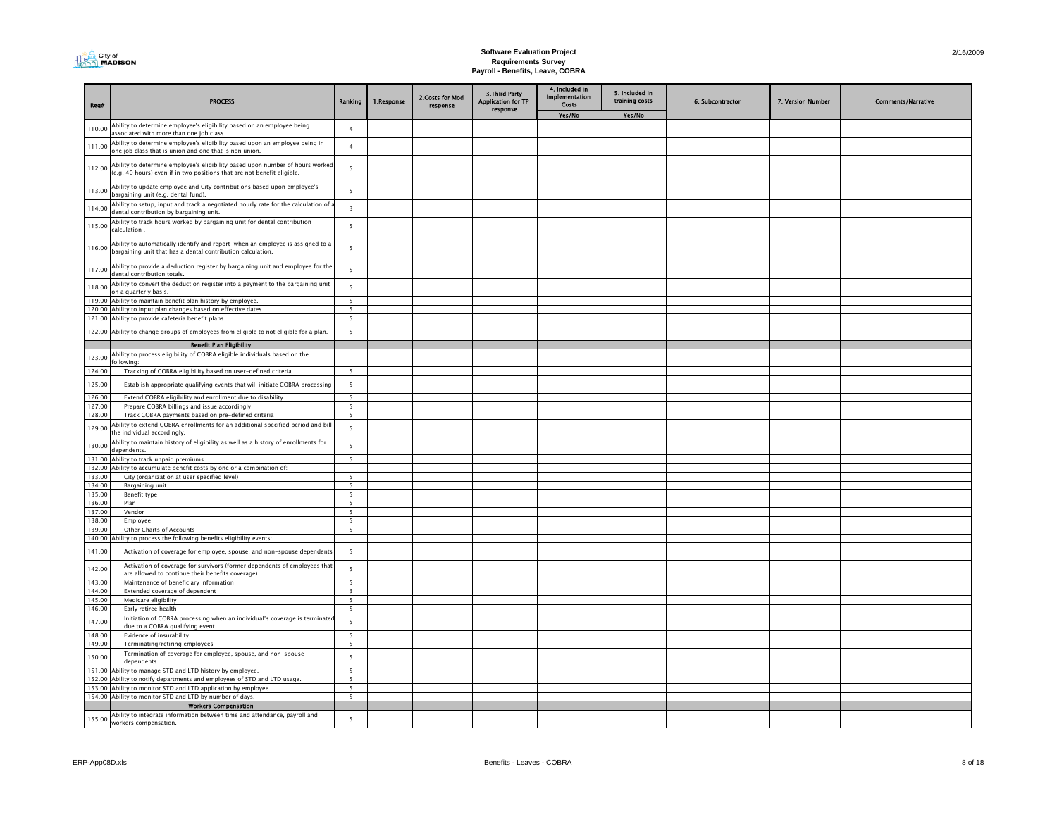**Software Evaluation Project**
**Requirements Survey**
**Payroll - Benefits, Leave, COBRA**

| Req# | PROCESS | Ranking | 1.Response | 2.Costs for Mod response | 3.Third Party Application for TP response | 4. Included in Implementation Costs | 5. Included in training costs | 6. Subcontractor | 7. Version Number | Comments/Narrative |
|---|---|---|---|---|---|---|---|---|---|---|
| | | | | | | Yes/No | Yes/No | | | |
| 110.00 | Ability to determine employee's eligibility based on an employee being associated with more than one job class. | 4 | | | | | | | | |
| 111.00 | Ability to determine employee's eligibility based upon an employee being in one job class that is union and one that is non union. | 4 | | | | | | | | |
| 112.00 | Ability to determine employee's eligibility based upon number of hours worked (e.g. 40 hours) even if in two positions that are not benefit eligible. | 5 | | | | | | | | |
| 113.00 | Ability to update employee and City contributions based upon employee's bargaining unit (e.g. dental fund). | 5 | | | | | | | | |
| 114.00 | Ability to setup, input and track a negotiated hourly rate for the calculation of a dental contribution by bargaining unit. | 3 | | | | | | | | |
| 115.00 | Ability to track hours worked by bargaining unit for dental contribution calculation . | 5 | | | | | | | | |
| 116.00 | Ability to automatically identify and report when an employee is assigned to a bargaining unit that has a dental contribution calculation. | 5 | | | | | | | | |
| 117.00 | Ability to provide a deduction register by bargaining unit and employee for the dental contribution totals. | 5 | | | | | | | | |
| 118.00 | Ability to convert the deduction register into a payment to the bargaining unit on a quarterly basis. | 5 | | | | | | | | |
| 119.00 | Ability to maintain benefit plan history by employee. | 5 | | | | | | | | |
| 120.00 | Ability to input plan changes based on effective dates. | 5 | | | | | | | | |
| 121.00 | Ability to provide cafeteria benefit plans. | 5 | | | | | | | | |
| 122.00 | Ability to change groups of employees from eligible to not eligible for a plan. | 5 | | | | | | | | |
| | **Benefit Plan Eligibility** | | | | | | | | | |
| 123.00 | Ability to process eligibility of COBRA eligible individuals based on the following: | | | | | | | | | |
| 124.00 | Tracking of COBRA eligibility based on user-defined criteria | 5 | | | | | | | | |
| 125.00 | Establish appropriate qualifying events that will initiate COBRA processing | 5 | | | | | | | | |
| 126.00 | Extend COBRA eligibility and enrollment due to disability | 5 | | | | | | | | |
| 127.00 | Prepare COBRA billings and issue accordingly | 5 | | | | | | | | |
| 128.00 | Track COBRA payments based on pre-defined criteria | 5 | | | | | | | | |
| 129.00 | Ability to extend COBRA enrollments for an additional specified period and bill the individual accordingly. | 5 | | | | | | | | |
| 130.00 | Ability to maintain history of eligibility as well as a history of enrollments for dependents. | 5 | | | | | | | | |
| 131.00 | Ability to track unpaid premiums. | 5 | | | | | | | | |
| 132.00 | Ability to accumulate benefit costs by one or a combination of: | | | | | | | | | |
| 133.00 | City (organization at user specified level) | 5 | | | | | | | | |
| 134.00 | Bargaining unit | 5 | | | | | | | | |
| 135.00 | Benefit type | 5 | | | | | | | | |
| 136.00 | Plan | 5 | | | | | | | | |
| 137.00 | Vendor | 5 | | | | | | | | |
| 138.00 | Employee | 5 | | | | | | | | |
| 139.00 | Other Charts of Accounts | 5 | | | | | | | | |
| 140.00 | Ability to process the following benefits eligibility events: | | | | | | | | | |
| 141.00 | Activation of coverage for employee, spouse, and non-spouse dependents | 5 | | | | | | | | |
| 142.00 | Activation of coverage for survivors (former dependents of employees that are allowed to continue their benefits coverage) | 5 | | | | | | | | |
| 143.00 | Maintenance of beneficiary information | 5 | | | | | | | | |
| 144.00 | Extended coverage of dependent | 3 | | | | | | | | |
| 145.00 | Medicare eligibility | 5 | | | | | | | | |
| 146.00 | Early retiree health | 5 | | | | | | | | |
| 147.00 | Initiation of COBRA processing when an individual's coverage is terminated due to a COBRA qualifying event | 5 | | | | | | | | |
| 148.00 | Evidence of insurability | 5 | | | | | | | | |
| 149.00 | Terminating/retiring employees | 5 | | | | | | | | |
| 150.00 | Termination of coverage for employee, spouse, and non-spouse dependents | 5 | | | | | | | | |
| 151.00 | Ability to manage STD and LTD history by employee. | 5 | | | | | | | | |
| 152.00 | Ability to notify departments and employees of STD and LTD usage. | 5 | | | | | | | | |
| 153.00 | Ability to monitor STD and LTD application by employee. | 5 | | | | | | | | |
| 154.00 | Ability to monitor STD and LTD by number of days. | 5 | | | | | | | | |
| | **Workers Compensation** | | | | | | | | | |
| 155.00 | Ability to integrate information between time and attendance, payroll and workers compensation. | 5 | | | | | | | | |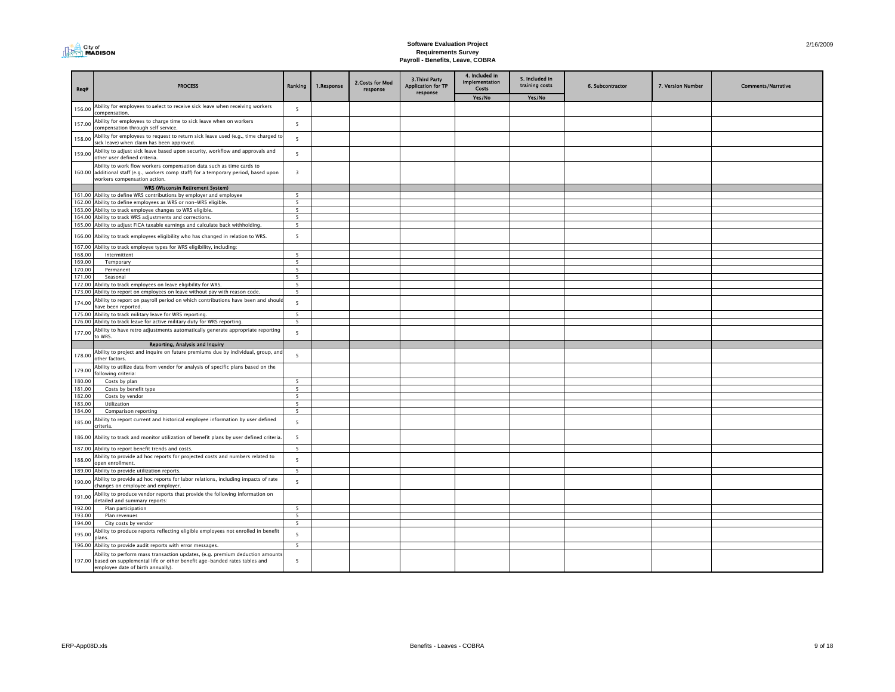**Software Evaluation Project**
**Requirements Survey**
**Payroll - Benefits, Leave, COBRA**

2/16/2009

| Req# | PROCESS | Ranking | 1.Response | 2.Costs for Mod response | 3.Third Party Application for TP response | 4. Included in Implementation Costs | 5. Included in training costs | 6. Subcontractor | 7. Version Number | Comments/Narrative |
|---|---|---|---|---|---|---|---|---|---|---|
| | | | | | | Yes/No | Yes/No | | | |
| 156.00 | Ability for employees to select to receive sick leave when receiving workers compensation. | 5 | | | | | | | | |
| 157.00 | Ability for employees to charge time to sick leave when on workers compensation through self service. | 5 | | | | | | | | |
| 158.00 | Ability for employees to request to return sick leave used (e.g., time charged to sick leave) when claim has been approved. | 5 | | | | | | | | |
| 159.00 | Ability to adjust sick leave based upon security, workflow and approvals and other user defined criteria. | 5 | | | | | | | | |
| 160.00 | Ability to work flow workers compensation data such as time cards to additional staff (e.g., workers comp staff) for a temporary period, based upon workers compensation action. | 3 | | | | | | | | |
| | **WRS (Wisconsin Retirement System)** | | | | | | | | | |
| 161.00 | Ability to define WRS contributions by employer and employee | 5 | | | | | | | | |
| 162.00 | Ability to define employees as WRS or non-WRS eligible. | 5 | | | | | | | | |
| 163.00 | Ability to track employee changes to WRS eligible. | 5 | | | | | | | | |
| 164.00 | Ability to track WRS adjustments and corrections. | 5 | | | | | | | | |
| 165.00 | Ability to adjust FICA taxable earnings and calculate back withholding. | 5 | | | | | | | | |
| 166.00 | Ability to track employees eligibility who has changed in relation to WRS. | 5 | | | | | | | | |
| 167.00 | Ability to track employee types for WRS eligibility, including: | | | | | | | | | |
| 168.00 | Intermittent | 5 | | | | | | | | |
| 169.00 | Temporary | 5 | | | | | | | | |
| 170.00 | Permanent | 5 | | | | | | | | |
| 171.00 | Seasonal | 5 | | | | | | | | |
| 172.00 | Ability to track employees on leave eligibility for WRS. | 5 | | | | | | | | |
| 173.00 | Ability to report on employees on leave without pay with reason code. | 5 | | | | | | | | |
| 174.00 | Ability to report on payroll period on which contributions have been and should have been reported. | 5 | | | | | | | | |
| 175.00 | Ability to track military leave for WRS reporting. | 5 | | | | | | | | |
| 176.00 | Ability to track leave for active military duty for WRS reporting. | 5 | | | | | | | | |
| 177.00 | Ability to have retro adjustments automatically generate appropriate reporting to WRS. | 5 | | | | | | | | |
| | **Reporting, Analysis and Inquiry** | | | | | | | | | |
| 178.00 | Ability to project and inquire on future premiums due by individual, group, and other factors. | 5 | | | | | | | | |
| 179.00 | Ability to utilize data from vendor for analysis of specific plans based on the following criteria: | | | | | | | | | |
| 180.00 | Costs by plan | 5 | | | | | | | | |
| 181.00 | Costs by benefit type | 5 | | | | | | | | |
| 182.00 | Costs by vendor | 5 | | | | | | | | |
| 183.00 | Utilization | 5 | | | | | | | | |
| 184.00 | Comparison reporting | 5 | | | | | | | | |
| 185.00 | Ability to report current and historical employee information by user defined criteria. | 5 | | | | | | | | |
| 186.00 | Ability to track and monitor utilization of benefit plans by user defined criteria. | 5 | | | | | | | | |
| 187.00 | Ability to report benefit trends and costs. | 5 | | | | | | | | |
| 188.00 | Ability to provide ad hoc reports for projected costs and numbers related to open enrollment. | 5 | | | | | | | | |
| 189.00 | Ability to provide utilization reports. | 5 | | | | | | | | |
| 190.00 | Ability to provide ad hoc reports for labor relations, including impacts of rate changes on employee and employer. | 5 | | | | | | | | |
| 191.00 | Ability to produce vendor reports that provide the following information on detailed and summary reports: | | | | | | | | | |
| 192.00 | Plan participation | 5 | | | | | | | | |
| 193.00 | Plan revenues | 5 | | | | | | | | |
| 194.00 | City costs by vendor | 5 | | | | | | | | |
| 195.00 | Ability to produce reports reflecting eligible employees not enrolled in benefit plans. | 5 | | | | | | | | |
| 196.00 | Ability to provide audit reports with error messages. | 5 | | | | | | | | |
| 197.00 | Ability to perform mass transaction updates, (e.g. premium deduction amounts based on supplemental life or other benefit age-banded rates tables and employee date of birth annually). | 5 | | | | | | | | |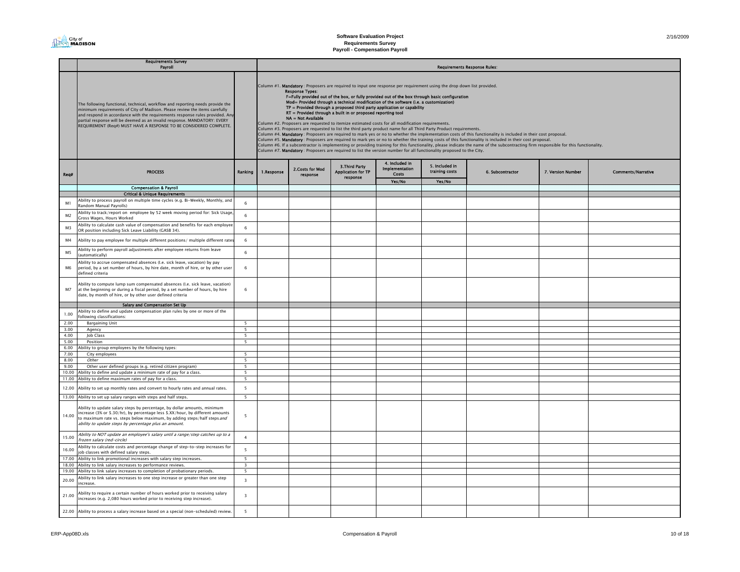# Software Evaluation Project
## Requirements Survey
## Payroll - Compensation Payroll

| | Requirements Survey Payroll | | Requirements Response Rules: | | | | | | | |
|---|---|---|---|---|---|---|---|---|---|---|
| | The following functional, technical, workflow and reporting needs provide the minimum requirements of City of Madison. Please review the items carefully and respond in accordance with the requirements response rules provided. Any partial response will be deemed as an invalid response. MANDATORY: EVERY REQUIREMENT (Req#) MUST HAVE A RESPONSE TO BE CONSIDERED COMPLETE. | | Column #1. **Mandatory**: Proposers are required to input one response per requirement using the drop down list provided. **Response Types**: **F=Fully provided out of the box, or fully provided out of the box through basic configuration** **Mod= Provided through a technical modification of the software (i.e. a customization)** **TP = Provided through a proposed third party application or capability** **RT = Provided through a built in or proposed reporting tool** **NA = Not Available** Column #2. Proposers are requested to itemize estimated costs for all modification requirements. Column #3. Proposers are requested to list the third party product name for all Third Party Product requirements. Column #4. **Mandatory**: Proposers are required to mark yes or no to whether the implementation costs of this functionality is included in their cost proposal. Column #5. **Mandatory**: Proposers are required to mark yes or no to whether the training costs of this functionality is included in their cost proposal. Column #6. If a subcontractor is implementing or providing training for this functionality, please indicate the name of the subcontracting firm responsible for this functionality. Column #7. **Mandatory**: Proposers are required to list the version number for all functionality proposed to the City. | | | | | | | |
| Req# | PROCESS | Ranking | 1.Response | 2.Costs for Mod response | 3.Third Party Application for TP response | 4. Included in Implementation Costs | 5. Included in training costs | 6. Subcontractor | 7. Version Number | Comments/Narrative |
| | | | | | | Yes/No | Yes/No | | | |
| | **Compensation & Payroll** | | | | | | | | | |
| | **Critical & Unique Requirements** | | | | | | | | | |
| M1 | Ability to process payroll on multiple time cycles (e.g. Bi-Weekly, Monthly, and Random Manual Payrolls) | 6 | | | | | | | | |
| M2 | Ability to track/report on employee by 52 week moving period for: Sick Usage, Gross Wages, Hours Worked | 6 | | | | | | | | |
| M3 | Ability to calculate cash value of compensation and benefits for each employee OR position including Sick Leave Liability (GASB 34). | 6 | | | | | | | | |
| M4 | Ability to pay employee for multiple different positions/ multiple different rates | 6 | | | | | | | | |
| M5 | Ability to perform payroll adjustments after employee returns from leave (automatically) | 6 | | | | | | | | |
| M6 | Ability to accrue compensated absences (I.e. sick leave, vacation) by pay period, by a set number of hours, by hire date, month of hire, or by other user defined criteria | 6 | | | | | | | | |
| M7 | Ability to compute lump sum compensated absences (I.e. sick leave, vacation) at the beginning or during a fiscal period, by a set number of hours, by hire date, by month of hire, or by other user defined criteria | 6 | | | | | | | | |
| | **Salary and Compensation Set Up** | | | | | | | | | |
| 1.00 | Ability to define and update compensation plan rules by one or more of the following classifications: | | | | | | | | | |
| 2.00 | Bargaining Unit | 5 | | | | | | | | |
| 3.00 | Agency | 5 | | | | | | | | |
| 4.00 | Job Class | 5 | | | | | | | | |
| 5.00 | Position | 5 | | | | | | | | |
| 6.00 | Ability to group employees by the following types: | | | | | | | | | |
| 7.00 | City employees | 5 | | | | | | | | |
| 8.00 | *Other* | 5 | | | | | | | | |
| 9.00 | Other user defined groups (e.g. retired citizen program) | 5 | | | | | | | | |
| 10.00 | Ability to define and update a minimum rate of pay for a class. | 5 | | | | | | | | |
| 11.00 | Ability to define maximum rates of pay for a class. | 5 | | | | | | | | |
| 12.00 | Ability to set up monthly rates and convert to hourly rates and annual rates. | 5 | | | | | | | | |
| 13.00 | Ability to set up salary ranges with steps and half steps. | 5 | | | | | | | | |
| 14.00 | Ability to update salary steps by percentage, by dollar amounts, minimum increase (3% or $.30/hr), by percentage less $.XX/hour, by different amounts to maximum rate vs. steps below maximum, by adding steps/half steps *and ability to update steps by percentage plus an amount.* | 5 | | | | | | | | |
| 15.00 | *Ability to NOT update an employee's salary until a range/step catches up to a frozen salary (red-circle)* | 4 | | | | | | | | |
| 16.00 | Ability to calculate costs and percentage change of step-to-step increases for job classes with defined salary steps. | 5 | | | | | | | | |
| 17.00 | Ability to link promotional increases with salary step increases. | 5 | | | | | | | | |
| 18.00 | Ability to link salary increases to performance reviews. | 3 | | | | | | | | |
| 19.00 | Ability to link salary increases to completion of probationary periods. | 5 | | | | | | | | |
| 20.00 | Ability to link salary increases to one step increase or greater than one step increase. | 3 | | | | | | | | |
| 21.00 | Ability to require a certain number of hours worked prior to receiving salary increases (e.g. 2,080 hours worked prior to receiving step increase). | 3 | | | | | | | | |
| 22.00 | Ability to process a salary increase based on a special (non-scheduled) review. | 5 | | | | | | | | |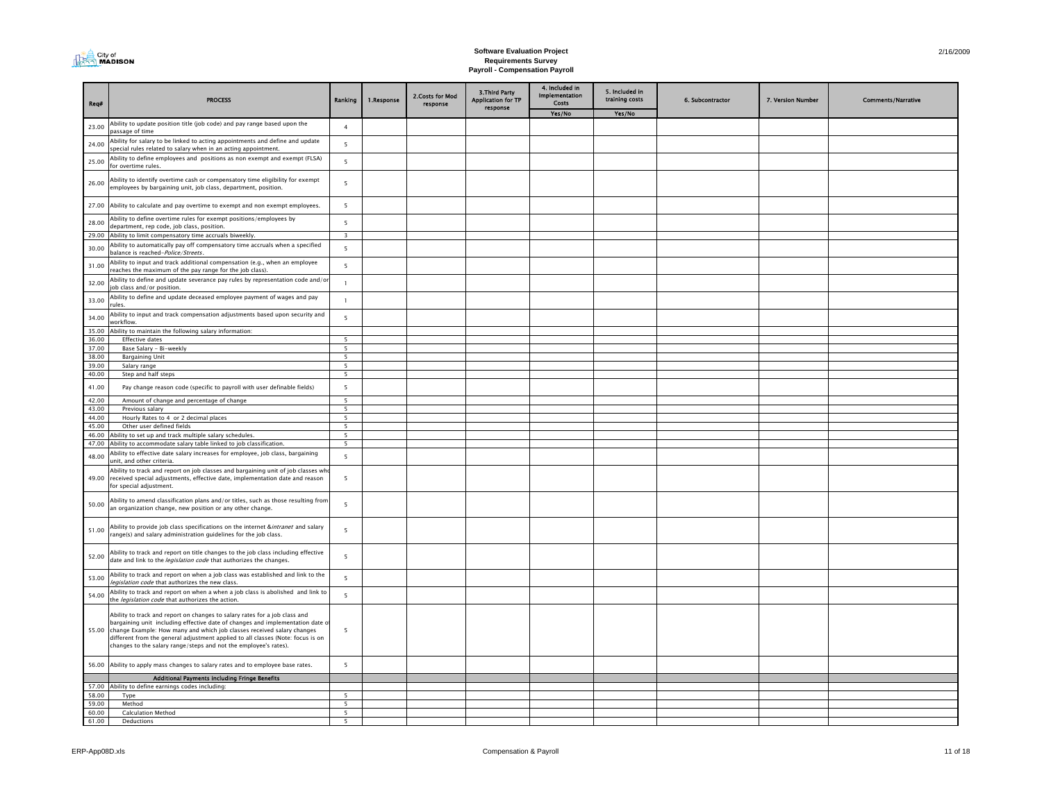# Software Evaluation Project
## Requirements Survey
## Payroll - Compensation Payroll

| Req# | PROCESS | Ranking | 1.Response | 2.Costs for Mod response | 3.Third Party Application for TP response | 4. Included in Implementation Costs | 5. Included in training costs | 6. Subcontractor | 7. Version Number | Comments/Narrative |
|---|---|---|---|---|---|---|---|---|---|---|
| | | | | | | Yes/No | Yes/No | | | |
| 23.00 | Ability to update position title (job code) and pay range based upon the passage of time | 4 | | | | | | | | |
| 24.00 | Ability for salary to be linked to acting appointments and define and update special rules related to salary when in an acting appointment. | 5 | | | | | | | | |
| 25.00 | Ability to define employees and positions as non exempt and exempt (FLSA) for overtime rules. | 5 | | | | | | | | |
| 26.00 | Ability to identify overtime cash or compensatory time eligibility for exempt employees by bargaining unit, job class, department, position. | 5 | | | | | | | | |
| 27.00 | Ability to calculate and pay overtime to exempt and non exempt employees. | 5 | | | | | | | | |
| 28.00 | Ability to define overtime rules for exempt positions/employees by department, rep code, job class, position. | 5 | | | | | | | | |
| 29.00 | Ability to limit compensatory time accruals biweekly. | 3 | | | | | | | | |
| 30.00 | Ability to automatically pay off compensatory time accruals when a specified balance is reached-*Police/Streets*. | 5 | | | | | | | | |
| 31.00 | Ability to input and track additional compensation (e.g., when an employee reaches the maximum of the pay range for the job class). | 5 | | | | | | | | |
| 32.00 | Ability to define and update severance pay rules by representation code and/or job class and/or position. | 1 | | | | | | | | |
| 33.00 | Ability to define and update deceased employee payment of wages and pay rules. | 1 | | | | | | | | |
| 34.00 | Ability to input and track compensation adjustments based upon security and workflow. | 5 | | | | | | | | |
| 35.00 | Ability to maintain the following salary information: | | | | | | | | | |
| 36.00 | Effective dates | 5 | | | | | | | | |
| 37.00 | Base Salary - Bi-weekly | 5 | | | | | | | | |
| 38.00 | Bargaining Unit | 5 | | | | | | | | |
| 39.00 | Salary range | 5 | | | | | | | | |
| 40.00 | Step and half steps | 5 | | | | | | | | |
| 41.00 | Pay change reason code (specific to payroll with user definable fields) | 5 | | | | | | | | |
| 42.00 | Amount of change and percentage of change | 5 | | | | | | | | |
| 43.00 | Previous salary | 5 | | | | | | | | |
| 44.00 | Hourly Rates to 4 or 2 decimal places | 5 | | | | | | | | |
| 45.00 | Other user defined fields | 5 | | | | | | | | |
| 46.00 | Ability to set up and track multiple salary schedules. | 5 | | | | | | | | |
| 47.00 | Ability to accommodate salary table linked to job classification. | 5 | | | | | | | | |
| 48.00 | Ability to effective date salary increases for employee, job class, bargaining unit, and other criteria. | 5 | | | | | | | | |
| 49.00 | Ability to track and report on job classes and bargaining unit of job classes who received special adjustments, effective date, implementation date and reason for special adjustment. | 5 | | | | | | | | |
| 50.00 | Ability to amend classification plans and/or titles, such as those resulting from an organization change, new position or any other change. | 5 | | | | | | | | |
| 51.00 | Ability to provide job class specifications on the internet &*intranet* and salary range(s) and salary administration guidelines for the job class. | 5 | | | | | | | | |
| 52.00 | Ability to track and report on title changes to the job class including effective date and link to the *legislation code* that authorizes the changes. | 5 | | | | | | | | |
| 53.00 | Ability to track and report on when a job class was established and link to the *legislation code* that authorizes the new class. | 5 | | | | | | | | |
| 54.00 | Ability to track and report on when a when a job class is abolished and link to the *legislation code* that authorizes the action. | 5 | | | | | | | | |
| 55.00 | Ability to track and report on changes to salary rates for a job class and bargaining unit including effective date of changes and implementation date of change Example: How many and which job classes received salary changes different from the general adjustment applied to all classes (Note: focus is on changes to the salary range/steps and not the employee's rates). | 5 | | | | | | | | |
| 56.00 | Ability to apply mass changes to salary rates and to employee base rates. | 5 | | | | | | | | |
| | **Additional Payments including Fringe Benefits** | | | | | | | | | |
| 57.00 | Ability to define earnings codes including: | | | | | | | | | |
| 58.00 | Type | 5 | | | | | | | | |
| 59.00 | Method | 5 | | | | | | | | |
| 60.00 | Calculation Method | 5 | | | | | | | | |
| 61.00 | Deductions | 5 | | | | | | | | |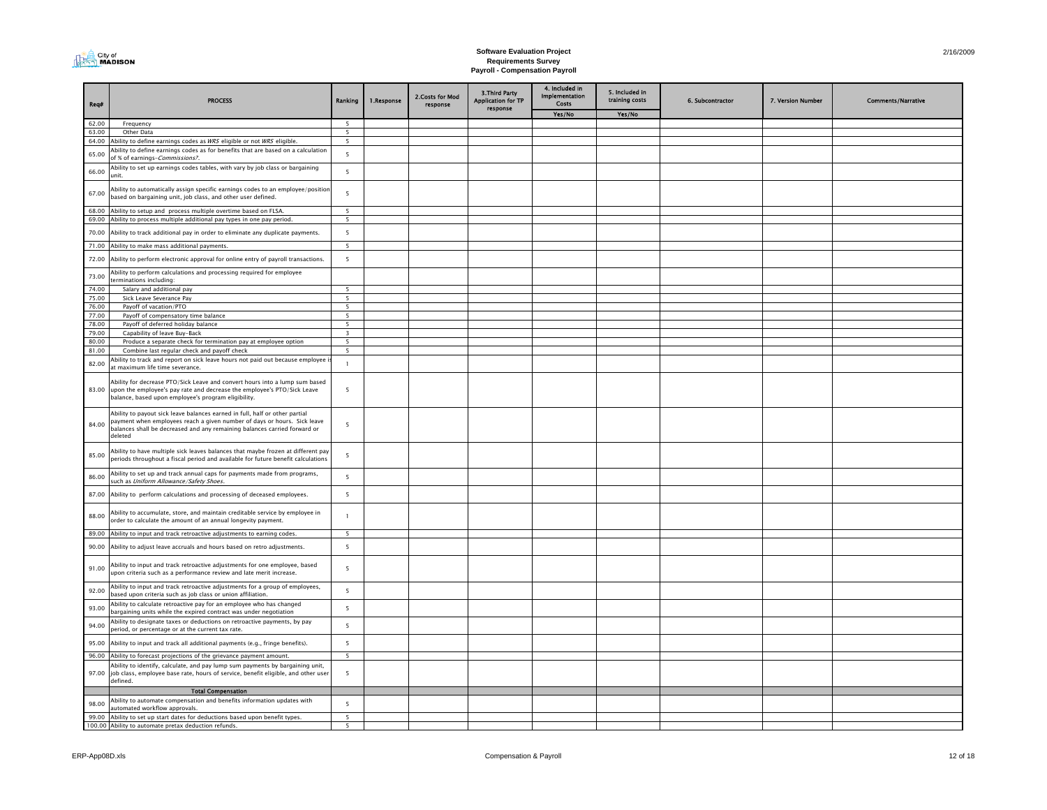**Software Evaluation Project**
**Requirements Survey**
**Payroll - Compensation Payroll**

| Req# | PROCESS | Ranking | 1.Response | 2.Costs for Mod response | 3.Third Party Application for TP response | 4. Included in Implementation Costs | 5. Included in training costs | 6. Subcontractor | 7. Version Number | Comments/Narrative |
|---|---|---|---|---|---|---|---|---|---|---|
| | | | | | | Yes/No | Yes/No | | | |
| 62.00 | Frequency | 5 | | | | | | | | |
| 63.00 | Other Data | 5 | | | | | | | | |
| 64.00 | Ability to define earnings codes as *WRS* eligible or not *WRS* eligible. | 5 | | | | | | | | |
| 65.00 | Ability to define earnings codes as for benefits that are based on a calculation of % of earnings-*Commissions?*. | 5 | | | | | | | | |
| 66.00 | Ability to set up earnings codes tables, with vary by job class or bargaining unit. | 5 | | | | | | | | |
| 67.00 | Ability to automatically assign specific earnings codes to an employee/position based on bargaining unit, job class, and other user defined. | 5 | | | | | | | | |
| 68.00 | Ability to setup and process multiple overtime based on FLSA. | 5 | | | | | | | | |
| 69.00 | Ability to process multiple additional pay types in one pay period. | 5 | | | | | | | | |
| 70.00 | Ability to track additional pay in order to eliminate any duplicate payments. | 5 | | | | | | | | |
| 71.00 | Ability to make mass additional payments. | 5 | | | | | | | | |
| 72.00 | Ability to perform electronic approval for online entry of payroll transactions. | 5 | | | | | | | | |
| 73.00 | Ability to perform calculations and processing required for employee terminations including: | | | | | | | | | |
| 74.00 | Salary and additional pay | 5 | | | | | | | | |
| 75.00 | Sick Leave Severance Pay | 5 | | | | | | | | |
| 76.00 | Payoff of vacation/PTO | 5 | | | | | | | | |
| 77.00 | Payoff of compensatory time balance | 5 | | | | | | | | |
| 78.00 | Payoff of deferred holiday balance | 5 | | | | | | | | |
| 79.00 | Capability of leave Buy-Back | 3 | | | | | | | | |
| 80.00 | Produce a separate check for termination pay at employee option | 5 | | | | | | | | |
| 81.00 | Combine last regular check and payoff check | 5 | | | | | | | | |
| 82.00 | Ability to track and report on sick leave hours not paid out because employee is at maximum life time severance. | 1 | | | | | | | | |
| 83.00 | Ability for decrease PTO/Sick Leave and convert hours into a lump sum based upon the employee's pay rate and decrease the employee's PTO/Sick Leave balance, based upon employee's program eligibility. | 5 | | | | | | | | |
| 84.00 | Ability to payout sick leave balances earned in full, half or other partial payment when employees reach a given number of days or hours. Sick leave balances shall be decreased and any remaining balances carried forward or deleted | 5 | | | | | | | | |
| 85.00 | Ability to have multiple sick leaves balances that maybe frozen at different pay periods throughout a fiscal period and available for future benefit calculations | 5 | | | | | | | | |
| 86.00 | Ability to set up and track annual caps for payments made from programs, such as *Uniform Allowance/Safety Shoes*. | 5 | | | | | | | | |
| 87.00 | Ability to perform calculations and processing of deceased employees. | 5 | | | | | | | | |
| 88.00 | Ability to accumulate, store, and maintain creditable service by employee in order to calculate the amount of an annual longevity payment. | 1 | | | | | | | | |
| 89.00 | Ability to input and track retroactive adjustments to earning codes. | 5 | | | | | | | | |
| 90.00 | Ability to adjust leave accruals and hours based on retro adjustments. | 5 | | | | | | | | |
| 91.00 | Ability to input and track retroactive adjustments for one employee, based upon criteria such as a performance review and late merit increase. | 5 | | | | | | | | |
| 92.00 | Ability to input and track retroactive adjustments for a group of employees, based upon criteria such as job class or union affiliation. | 5 | | | | | | | | |
| 93.00 | Ability to calculate retroactive pay for an employee who has changed bargaining units while the expired contract was under negotiation | 5 | | | | | | | | |
| 94.00 | Ability to designate taxes or deductions on retroactive payments, by pay period, or percentage or at the current tax rate. | 5 | | | | | | | | |
| 95.00 | Ability to input and track all additional payments (e.g., fringe benefits). | 5 | | | | | | | | |
| 96.00 | Ability to forecast projections of the grievance payment amount. | 5 | | | | | | | | |
| 97.00 | Ability to identify, calculate, and pay lump sum payments by bargaining unit, job class, employee base rate, hours of service, benefit eligible, and other user defined. | 5 | | | | | | | | |
| | **Total Compensation** | | | | | | | | | |
| 98.00 | Ability to automate compensation and benefits information updates with automated workflow approvals. | 5 | | | | | | | | |
| 99.00 | Ability to set up start dates for deductions based upon benefit types. | 5 | | | | | | | | |
| 100.00 | Ability to automate pretax deduction refunds. | 5 | | | | | | | | |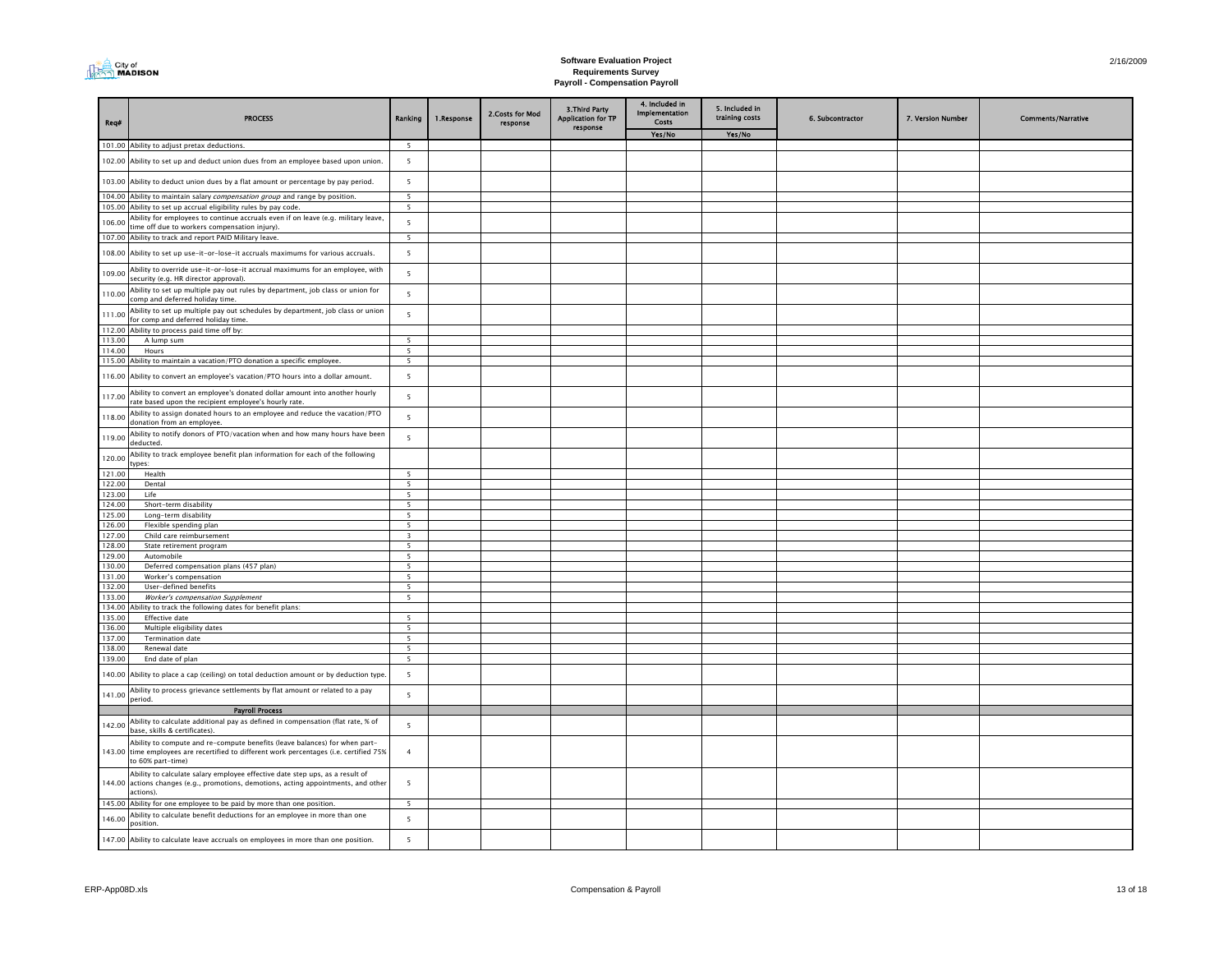City of MADISON

**Software Evaluation Project**
**Requirements Survey**
**Payroll - Compensation Payroll**

2/16/2009

| Req# | PROCESS | Ranking | 1.Response | 2.Costs for Mod response | 3.Third Party Application for TP response | 4. Included in Implementation Costs | 5. Included in training costs | 6. Subcontractor | 7. Version Number | Comments/Narrative |
|---|---|---|---|---|---|---|---|---|---|---|
| | | | | | | Yes/No | Yes/No | | | |
| 101.00 | Ability to adjust pretax deductions. | 5 | | | | | | | | |
| 102.00 | Ability to set up and deduct union dues from an employee based upon union. | 5 | | | | | | | | |
| 103.00 | Ability to deduct union dues by a flat amount or percentage by pay period. | 5 | | | | | | | | |
| 104.00 | Ability to maintain salary *compensation group* and range by position. | 5 | | | | | | | | |
| 105.00 | Ability to set up accrual eligibility rules by pay code. | 5 | | | | | | | | |
| 106.00 | Ability for employees to continue accruals even if on leave (e.g. military leave, time off due to workers compensation injury). | 5 | | | | | | | | |
| 107.00 | Ability to track and report PAID Military leave. | 5 | | | | | | | | |
| 108.00 | Ability to set up use-it-or-lose-it accruals maximums for various accruals. | 5 | | | | | | | | |
| 109.00 | Ability to override use-it-or-lose-it accrual maximums for an employee, with security (e.g. HR director approval). | 5 | | | | | | | | |
| 110.00 | Ability to set up multiple pay out rules by department, job class or union for comp and deferred holiday time. | 5 | | | | | | | | |
| 111.00 | Ability to set up multiple pay out schedules by department, job class or union for comp and deferred holiday time. | 5 | | | | | | | | |
| 112.00 | Ability to process paid time off by: | | | | | | | | | |
| 113.00 | A lump sum | 5 | | | | | | | | |
| 114.00 | Hours | 5 | | | | | | | | |
| 115.00 | Ability to maintain a vacation/PTO donation a specific employee. | 5 | | | | | | | | |
| 116.00 | Ability to convert an employee's vacation/PTO hours into a dollar amount. | 5 | | | | | | | | |
| 117.00 | Ability to convert an employee's donated dollar amount into another hourly rate based upon the recipient employee's hourly rate. | 5 | | | | | | | | |
| 118.00 | Ability to assign donated hours to an employee and reduce the vacation/PTO donation from an employee. | 5 | | | | | | | | |
| 119.00 | Ability to notify donors of PTO/vacation when and how many hours have been deducted. | 5 | | | | | | | | |
| 120.00 | Ability to track employee benefit plan information for each of the following types: | | | | | | | | | |
| 121.00 | Health | 5 | | | | | | | | |
| 122.00 | Dental | 5 | | | | | | | | |
| 123.00 | Life | 5 | | | | | | | | |
| 124.00 | Short-term disability | 5 | | | | | | | | |
| 125.00 | Long-term disability | 5 | | | | | | | | |
| 126.00 | Flexible spending plan | 5 | | | | | | | | |
| 127.00 | Child care reimbursement | 3 | | | | | | | | |
| 128.00 | State retirement program | 5 | | | | | | | | |
| 129.00 | Automobile | 5 | | | | | | | | |
| 130.00 | Deferred compensation plans (457 plan) | 5 | | | | | | | | |
| 131.00 | Worker's compensation | 5 | | | | | | | | |
| 132.00 | User-defined benefits | 5 | | | | | | | | |
| 133.00 | *Worker's compensation Supplement* | 5 | | | | | | | | |
| 134.00 | Ability to track the following dates for benefit plans: | | | | | | | | | |
| 135.00 | Effective date | 5 | | | | | | | | |
| 136.00 | Multiple eligibility dates | 5 | | | | | | | | |
| 137.00 | Termination date | 5 | | | | | | | | |
| 138.00 | Renewal date | 5 | | | | | | | | |
| 139.00 | End date of plan | 5 | | | | | | | | |
| 140.00 | Ability to place a cap (ceiling) on total deduction amount or by deduction type. | 5 | | | | | | | | |
| 141.00 | Ability to process grievance settlements by flat amount or related to a pay period. | 5 | | | | | | | | |
| | **Payroll Process** | | | | | | | | | |
| 142.00 | Ability to calculate additional pay as defined in compensation (flat rate, % of base, skills & certificates). | 5 | | | | | | | | |
| 143.00 | Ability to compute and re-compute benefits (leave balances) for when part-time employees are recertified to different work percentages (i.e. certified 75% to 60% part-time) | 4 | | | | | | | | |
| 144.00 | Ability to calculate salary employee effective date step ups, as a result of actions changes (e.g., promotions, demotions, acting appointments, and other actions). | 5 | | | | | | | | |
| 145.00 | Ability for one employee to be paid by more than one position. | 5 | | | | | | | | |
| 146.00 | Ability to calculate benefit deductions for an employee in more than one position. | 5 | | | | | | | | |
| 147.00 | Ability to calculate leave accruals on employees in more than one position. | 5 | | | | | | | | |

ERP-App08D.xls — Compensation & Payroll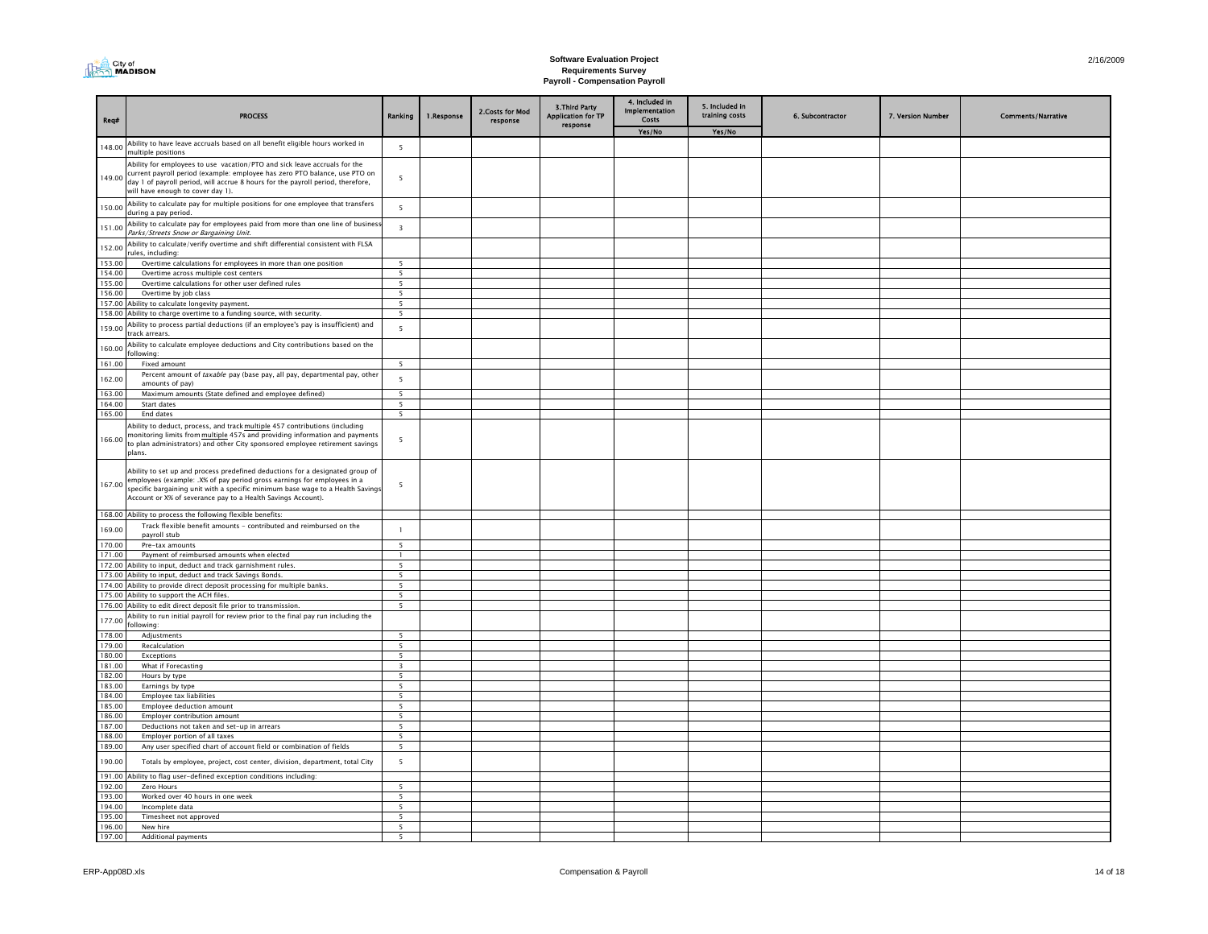# Software Evaluation Project
## Requirements Survey
### Payroll - Compensation Payroll

| Req# | PROCESS | Ranking | 1.Response | 2.Costs for Mod response | 3.Third Party Application for TP response | 4. Included in Implementation Costs | 5. Included in training costs | 6. Subcontractor | 7. Version Number | Comments/Narrative |
|---|---|---|---|---|---|---|---|---|---|---|
| | | | | | | Yes/No | Yes/No | | | |
| 148.00 | Ability to have leave accruals based on all benefit eligible hours worked in multiple positions | 5 | | | | | | | | |
| 149.00 | Ability for employees to use vacation/PTO and sick leave accruals for the current payroll period (example: employee has zero PTO balance, use PTO on day 1 of payroll period, will accrue 8 hours for the payroll period, therefore, will have enough to cover day 1). | 5 | | | | | | | | |
| 150.00 | Ability to calculate pay for multiple positions for one employee that transfers during a pay period. | 5 | | | | | | | | |
| 151.00 | Ability to calculate pay for employees paid from more than one line of business *Parks/Streets Snow or Bargaining Unit.* | 3 | | | | | | | | |
| 152.00 | Ability to calculate/verify overtime and shift differential consistent with FLSA rules, including: | | | | | | | | | |
| 153.00 | Overtime calculations for employees in more than one position | 5 | | | | | | | | |
| 154.00 | Overtime across multiple cost centers | 5 | | | | | | | | |
| 155.00 | Overtime calculations for other user defined rules | 5 | | | | | | | | |
| 156.00 | Overtime by job class | 5 | | | | | | | | |
| 157.00 | Ability to calculate longevity payment. | 5 | | | | | | | | |
| 158.00 | Ability to charge overtime to a funding source, with security. | 5 | | | | | | | | |
| 159.00 | Ability to process partial deductions (if an employee's pay is insufficient) and track arrears. | 5 | | | | | | | | |
| 160.00 | Ability to calculate employee deductions and City contributions based on the following: | | | | | | | | | |
| 161.00 | Fixed amount | 5 | | | | | | | | |
| 162.00 | Percent amount of *taxable* pay (base pay, all pay, departmental pay, other amounts of pay) | 5 | | | | | | | | |
| 163.00 | Maximum amounts (State defined and employee defined) | 5 | | | | | | | | |
| 164.00 | Start dates | 5 | | | | | | | | |
| 165.00 | End dates | 5 | | | | | | | | |
| 166.00 | Ability to deduct, process, and track multiple 457 contributions (including monitoring limits from multiple 457s and providing information and payments to plan administrators) and other City sponsored employee retirement savings plans. | 5 | | | | | | | | |
| 167.00 | Ability to set up and process predefined deductions for a designated group of employees (example: .X% of pay period gross earnings for employees in a specific bargaining unit with a specific minimum base wage to a Health Savings Account or X% of severance pay to a Health Savings Account). | 5 | | | | | | | | |
| 168.00 | Ability to process the following flexible benefits: | | | | | | | | | |
| 169.00 | Track flexible benefit amounts - contributed and reimbursed on the payroll stub | 1 | | | | | | | | |
| 170.00 | Pre-tax amounts | 5 | | | | | | | | |
| 171.00 | Payment of reimbursed amounts when elected | 1 | | | | | | | | |
| 172.00 | Ability to input, deduct and track garnishment rules. | 5 | | | | | | | | |
| 173.00 | Ability to input, deduct and track Savings Bonds. | 5 | | | | | | | | |
| 174.00 | Ability to provide direct deposit processing for multiple banks. | 5 | | | | | | | | |
| 175.00 | Ability to support the ACH files. | 5 | | | | | | | | |
| 176.00 | Ability to edit direct deposit file prior to transmission. | 5 | | | | | | | | |
| 177.00 | Ability to run initial payroll for review prior to the final pay run including the following: | | | | | | | | | |
| 178.00 | Adjustments | 5 | | | | | | | | |
| 179.00 | Recalculation | 5 | | | | | | | | |
| 180.00 | Exceptions | 5 | | | | | | | | |
| 181.00 | What if Forecasting | 3 | | | | | | | | |
| 182.00 | Hours by type | 5 | | | | | | | | |
| 183.00 | Earnings by type | 5 | | | | | | | | |
| 184.00 | Employee tax liabilities | 5 | | | | | | | | |
| 185.00 | Employee deduction amount | 5 | | | | | | | | |
| 186.00 | Employer contribution amount | 5 | | | | | | | | |
| 187.00 | Deductions not taken and set-up in arrears | 5 | | | | | | | | |
| 188.00 | Employer portion of all taxes | 5 | | | | | | | | |
| 189.00 | Any user specified chart of account field or combination of fields | 5 | | | | | | | | |
| 190.00 | Totals by employee, project, cost center, division, department, total City | 5 | | | | | | | | |
| 191.00 | Ability to flag user-defined exception conditions including: | | | | | | | | | |
| 192.00 | Zero Hours | 5 | | | | | | | | |
| 193.00 | Worked over 40 hours in one week | 5 | | | | | | | | |
| 194.00 | Incomplete data | 5 | | | | | | | | |
| 195.00 | Timesheet not approved | 5 | | | | | | | | |
| 196.00 | New hire | 5 | | | | | | | | |
| 197.00 | Additional payments | 5 | | | | | | | | |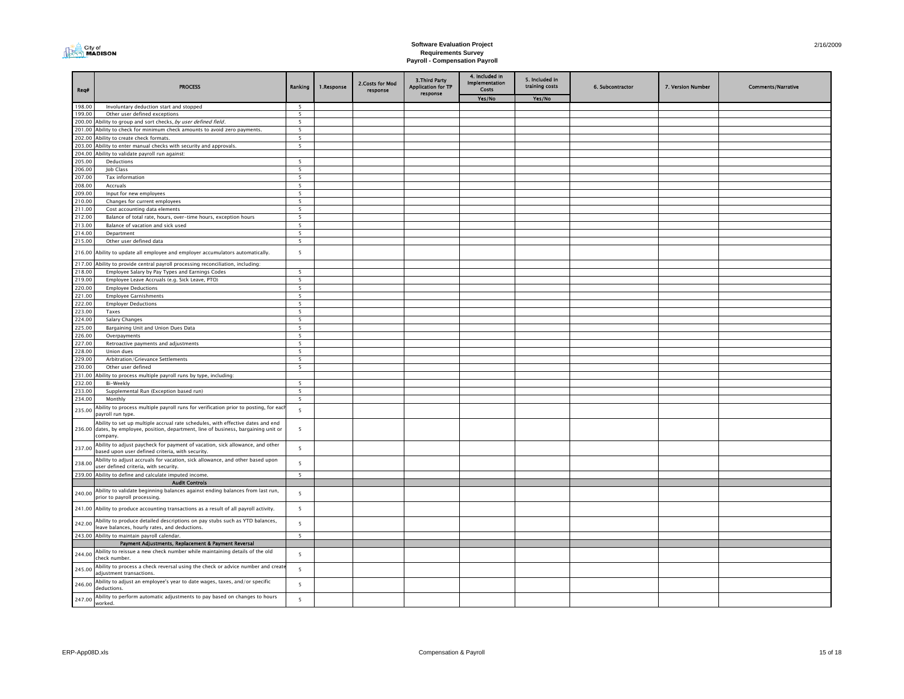# Software Evaluation Project
## Requirements Survey
### Payroll - Compensation Payroll

2/16/2009

| Req# | PROCESS | Ranking | 1.Response | 2.Costs for Mod response | 3.Third Party Application for TP response | 4. Included in Implementation Costs | 5. Included in training costs | 6. Subcontractor | 7. Version Number | Comments/Narrative |
|---|---|---|---|---|---|---|---|---|---|---|
| | | | | | | Yes/No | Yes/No | | | |
| 198.00 | Involuntary deduction start and stopped | 5 | | | | | | | | |
| 199.00 | Other user defined exceptions | 5 | | | | | | | | |
| 200.00 | Ability to group and sort checks, *by user defined field*. | 5 | | | | | | | | |
| 201.00 | Ability to check for minimum check amounts to avoid zero payments. | 5 | | | | | | | | |
| 202.00 | Ability to create check formats. | 5 | | | | | | | | |
| 203.00 | Ability to enter manual checks with security and approvals. | 5 | | | | | | | | |
| 204.00 | Ability to validate payroll run against: | | | | | | | | | |
| 205.00 | Deductions | 5 | | | | | | | | |
| 206.00 | Job Class | 5 | | | | | | | | |
| 207.00 | Tax information | 5 | | | | | | | | |
| 208.00 | Accruals | 5 | | | | | | | | |
| 209.00 | Input for new employees | 5 | | | | | | | | |
| 210.00 | Changes for current employees | 5 | | | | | | | | |
| 211.00 | Cost accounting data elements | 5 | | | | | | | | |
| 212.00 | Balance of total rate, hours, over-time hours, exception hours | 5 | | | | | | | | |
| 213.00 | Balance of vacation and sick used | 5 | | | | | | | | |
| 214.00 | Department | 5 | | | | | | | | |
| 215.00 | Other user defined data | 5 | | | | | | | | |
| 216.00 | Ability to update all employee and employer accumulators automatically. | 5 | | | | | | | | |
| 217.00 | Ability to provide central payroll processing reconciliation, including: | | | | | | | | | |
| 218.00 | Employee Salary by Pay Types and Earnings Codes | 5 | | | | | | | | |
| 219.00 | Employee Leave Accruals (e.g. Sick Leave, PTO) | 5 | | | | | | | | |
| 220.00 | Employee Deductions | 5 | | | | | | | | |
| 221.00 | Employee Garnishments | 5 | | | | | | | | |
| 222.00 | Employer Deductions | 5 | | | | | | | | |
| 223.00 | Taxes | 5 | | | | | | | | |
| 224.00 | Salary Changes | 5 | | | | | | | | |
| 225.00 | Bargaining Unit and Union Dues Data | 5 | | | | | | | | |
| 226.00 | Overpayments | 5 | | | | | | | | |
| 227.00 | Retroactive payments and adjustments | 5 | | | | | | | | |
| 228.00 | Union dues | 5 | | | | | | | | |
| 229.00 | Arbitration/Grievance Settlements | 5 | | | | | | | | |
| 230.00 | Other user defined | 5 | | | | | | | | |
| 231.00 | Ability to process multiple payroll runs by type, including: | | | | | | | | | |
| 232.00 | Bi-Weekly | 5 | | | | | | | | |
| 233.00 | Supplemental Run (Exception based run) | 5 | | | | | | | | |
| 234.00 | Monthly | 5 | | | | | | | | |
| 235.00 | Ability to process multiple payroll runs for verification prior to posting, for each payroll run type. | 5 | | | | | | | | |
| 236.00 | Ability to set up multiple accrual rate schedules, with effective dates and end dates, by employee, position, department, line of business, bargaining unit or company. | 5 | | | | | | | | |
| 237.00 | Ability to adjust paycheck for payment of vacation, sick allowance, and other based upon user defined criteria, with security. | 5 | | | | | | | | |
| 238.00 | Ability to adjust accruals for vacation, sick allowance, and other based upon user defined criteria, with security. | 5 | | | | | | | | |
| 239.00 | Ability to define and calculate imputed income. | 5 | | | | | | | | |
| | **Audit Controls** | | | | | | | | | |
| 240.00 | Ability to validate beginning balances against ending balances from last run, prior to payroll processing. | 5 | | | | | | | | |
| 241.00 | Ability to produce accounting transactions as a result of all payroll activity. | 5 | | | | | | | | |
| 242.00 | Ability to produce detailed descriptions on pay stubs such as YTD balances, leave balances, hourly rates, and deductions. | 5 | | | | | | | | |
| 243.00 | Ability to maintain payroll calendar. | 5 | | | | | | | | |
| | **Payment Adjustments, Replacement & Payment Reversal** | | | | | | | | | |
| 244.00 | Ability to reissue a new check number while maintaining details of the old check number. | 5 | | | | | | | | |
| 245.00 | Ability to process a check reversal using the check or advice number and create adjustment transactions. | 5 | | | | | | | | |
| 246.00 | Ability to adjust an employee's year to date wages, taxes, and/or specific deductions. | 5 | | | | | | | | |
| 247.00 | Ability to perform automatic adjustments to pay based on changes to hours worked. | 5 | | | | | | | | |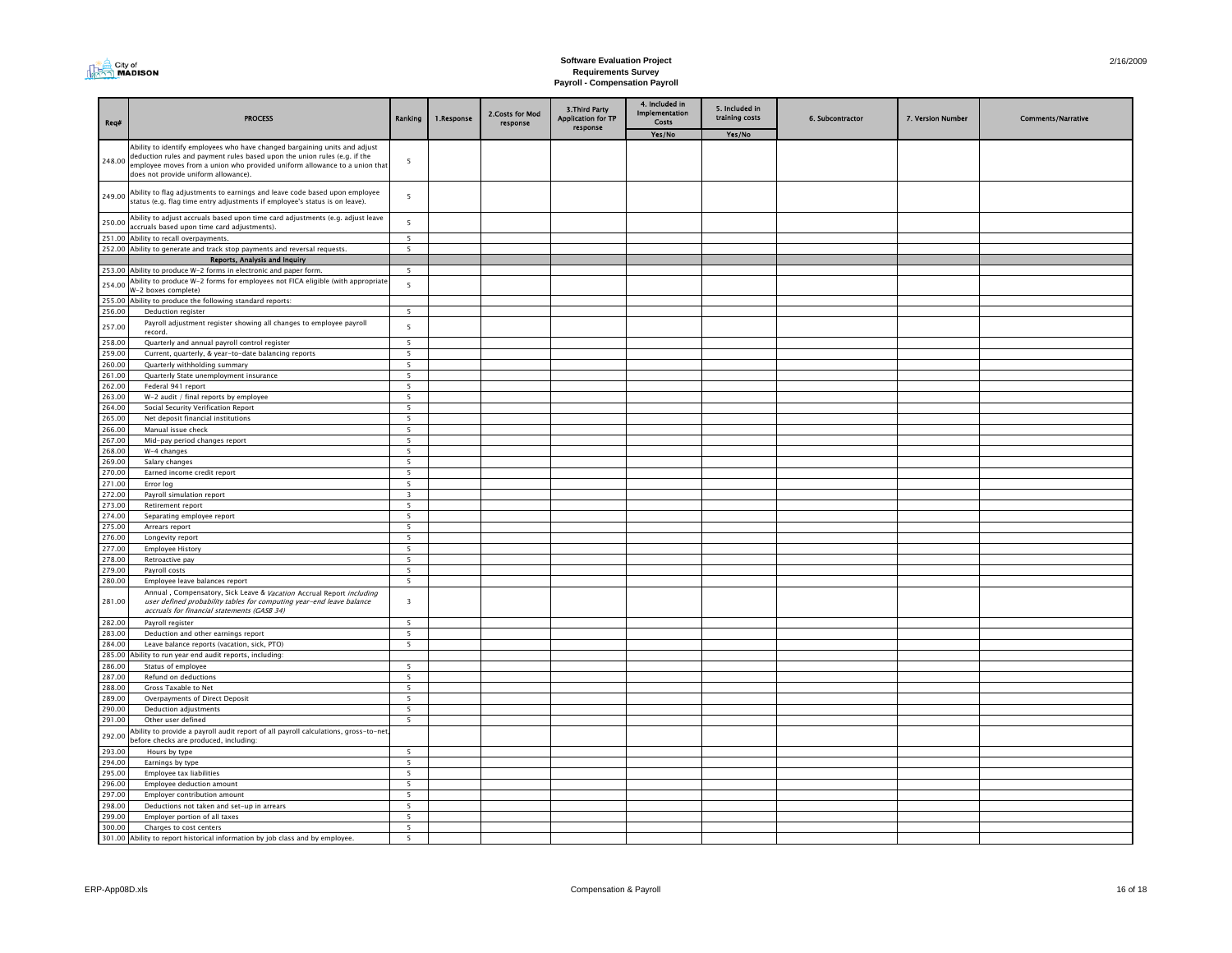City of MADISON

**Software Evaluation Project**
**Requirements Survey**
**Payroll - Compensation Payroll**

2/16/2009

| Req# | PROCESS | Ranking | 1.Response | 2.Costs for Mod response | 3.Third Party Application for TP response | 4. Included in Implementation Costs | 5. Included in training costs | 6. Subcontractor | 7. Version Number | Comments/Narrative |
|---|---|---|---|---|---|---|---|---|---|---|
| | | | | | | Yes/No | Yes/No | | | |
| 248.00 | Ability to identify employees who have changed bargaining units and adjust deduction rules and payment rules based upon the union rules (e.g. if the employee moves from a union who provided uniform allowance to a union that does not provide uniform allowance). | 5 | | | | | | | | |
| 249.00 | Ability to flag adjustments to earnings and leave code based upon employee status (e.g. flag time entry adjustments if employee's status is on leave). | 5 | | | | | | | | |
| 250.00 | Ability to adjust accruals based upon time card adjustments (e.g. adjust leave accruals based upon time card adjustments). | 5 | | | | | | | | |
| 251.00 | Ability to recall overpayments. | 5 | | | | | | | | |
| 252.00 | Ability to generate and track stop payments and reversal requests. | 5 | | | | | | | | |
| | **Reports, Analysis and Inquiry** | | | | | | | | | |
| 253.00 | Ability to produce W-2 forms in electronic and paper form. | 5 | | | | | | | | |
| 254.00 | Ability to produce W-2 forms for employees not FICA eligible (with appropriate W-2 boxes complete) | 5 | | | | | | | | |
| 255.00 | Ability to produce the following standard reports: | | | | | | | | | |
| 256.00 | Deduction register | 5 | | | | | | | | |
| 257.00 | Payroll adjustment register showing all changes to employee payroll record. | 5 | | | | | | | | |
| 258.00 | Quarterly and annual payroll control register | 5 | | | | | | | | |
| 259.00 | Current, quarterly, & year-to-date balancing reports | 5 | | | | | | | | |
| 260.00 | Quarterly withholding summary | 5 | | | | | | | | |
| 261.00 | Quarterly State unemployment insurance | 5 | | | | | | | | |
| 262.00 | Federal 941 report | 5 | | | | | | | | |
| 263.00 | W-2 audit / final reports by employee | 5 | | | | | | | | |
| 264.00 | Social Security Verification Report | 5 | | | | | | | | |
| 265.00 | Net deposit financial institutions | 5 | | | | | | | | |
| 266.00 | Manual issue check | 5 | | | | | | | | |
| 267.00 | Mid-pay period changes report | 5 | | | | | | | | |
| 268.00 | W-4 changes | 5 | | | | | | | | |
| 269.00 | Salary changes | 5 | | | | | | | | |
| 270.00 | Earned income credit report | 5 | | | | | | | | |
| 271.00 | Error log | 5 | | | | | | | | |
| 272.00 | Payroll simulation report | 3 | | | | | | | | |
| 273.00 | Retirement report | 5 | | | | | | | | |
| 274.00 | Separating employee report | 5 | | | | | | | | |
| 275.00 | Arrears report | 5 | | | | | | | | |
| 276.00 | Longevity report | 5 | | | | | | | | |
| 277.00 | Employee History | 5 | | | | | | | | |
| 278.00 | Retroactive pay | 5 | | | | | | | | |
| 279.00 | Payroll costs | 5 | | | | | | | | |
| 280.00 | Employee leave balances report | 5 | | | | | | | | |
| 281.00 | Annual , Compensatory, Sick Leave & *Vacation* Accrual Report *including user defined probability tables for computing year-end leave balance accruals for financial statements (GASB 34)* | 3 | | | | | | | | |
| 282.00 | Payroll register | 5 | | | | | | | | |
| 283.00 | Deduction and other earnings report | 5 | | | | | | | | |
| 284.00 | Leave balance reports (vacation, sick, PTO) | 5 | | | | | | | | |
| 285.00 | Ability to run year end and audit reports, including: | | | | | | | | | |
| 286.00 | Status of employee | 5 | | | | | | | | |
| 287.00 | Refund on deductions | 5 | | | | | | | | |
| 288.00 | Gross Taxable to Net | 5 | | | | | | | | |
| 289.00 | Overpayments of Direct Deposit | 5 | | | | | | | | |
| 290.00 | Deduction adjustments | 5 | | | | | | | | |
| 291.00 | Other user defined | 5 | | | | | | | | |
| 292.00 | Ability to provide a payroll audit report of all payroll calculations, gross-to-net, before checks are produced, including: | | | | | | | | | |
| 293.00 | Hours by type | 5 | | | | | | | | |
| 294.00 | Earnings by type | 5 | | | | | | | | |
| 295.00 | Employee tax liabilities | 5 | | | | | | | | |
| 296.00 | Employee deduction amount | 5 | | | | | | | | |
| 297.00 | Employer contribution amount | 5 | | | | | | | | |
| 298.00 | Deductions not taken and set-up in arrears | 5 | | | | | | | | |
| 299.00 | Employer portion of all taxes | 5 | | | | | | | | |
| 300.00 | Charges to cost centers | 5 | | | | | | | | |
| 301.00 | Ability to report historical information by job class and by employee. | 5 | | | | | | | | |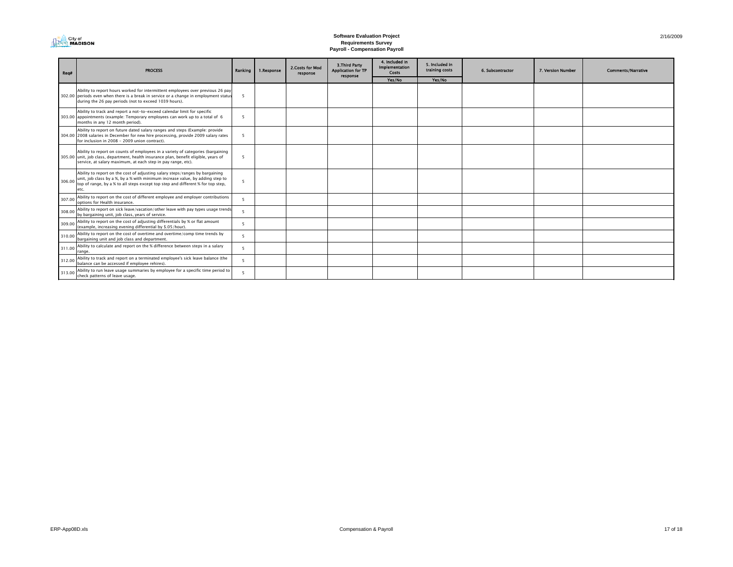# Software Evaluation Project
## Requirements Survey
### Payroll - Compensation Payroll

| Req# | PROCESS | Ranking | 1.Response | 2.Costs for Mod response | 3.Third Party Application for TP response | 4. Included in Implementation Costs | 5. Included in training costs | 6. Subcontractor | 7. Version Number | Comments/Narrative |
|---|---|---|---|---|---|---|---|---|---|---|
| | | | | | | Yes/No | Yes/No | | | |
| 302.00 | Ability to report hours worked for intermittent employees over previous 26 pay periods even when there is a break in service or a change in employment status during the 26 pay periods (not to exceed 1039 hours). | 5 | | | | | | | | |
| 303.00 | Ability to track and report a not-to-exceed calendar limit for specific appointments (example: Temporary employees can work up to a total of 6 months in any 12 month period). | 5 | | | | | | | | |
| 304.00 | Ability to report on future dated salary ranges and steps (Example: provide 2008 salaries in December for new hire processing, provide 2009 salary rates for inclusion in 2008 - 2009 union contract). | 5 | | | | | | | | |
| 305.00 | Ability to report on counts of employees in a variety of categories (bargaining unit, job class, department, health insurance plan, benefit eligible, years of service, at salary maximum, at each step in pay range, etc). | 5 | | | | | | | | |
| 306.00 | Ability to report on the cost of adjusting salary steps/ranges by bargaining unit, job class by a %, by a % with minimum increase value, by adding step to top of range, by a % to all steps except top step and different % for top step, etc. | 5 | | | | | | | | |
| 307.00 | Ability to report on the cost of different employee and employer contributions options for Health insurance. | 5 | | | | | | | | |
| 308.00 | Ability to report on sick leave/vacation/other leave with pay types usage trends by bargaining unit, job class, years of service. | 5 | | | | | | | | |
| 309.00 | Ability to report on the cost of adjusting differentials by % or flat amount (example, increasing evening differential by $.05/hour). | 5 | | | | | | | | |
| 310.00 | Ability to report on the cost of overtime and overtime/comp time trends by bargaining unit and job class and department. | 5 | | | | | | | | |
| 311.00 | Ability to calculate and report on the % difference between steps in a salary range. | 5 | | | | | | | | |
| 312.00 | Ability to track and report on a terminated employee's sick leave balance (the balance can be accessed if employee rehires). | 5 | | | | | | | | |
| 313.00 | Ability to run leave usage summaries by employee for a specific time period to check patterns of leave usage. | 5 | | | | | | | | |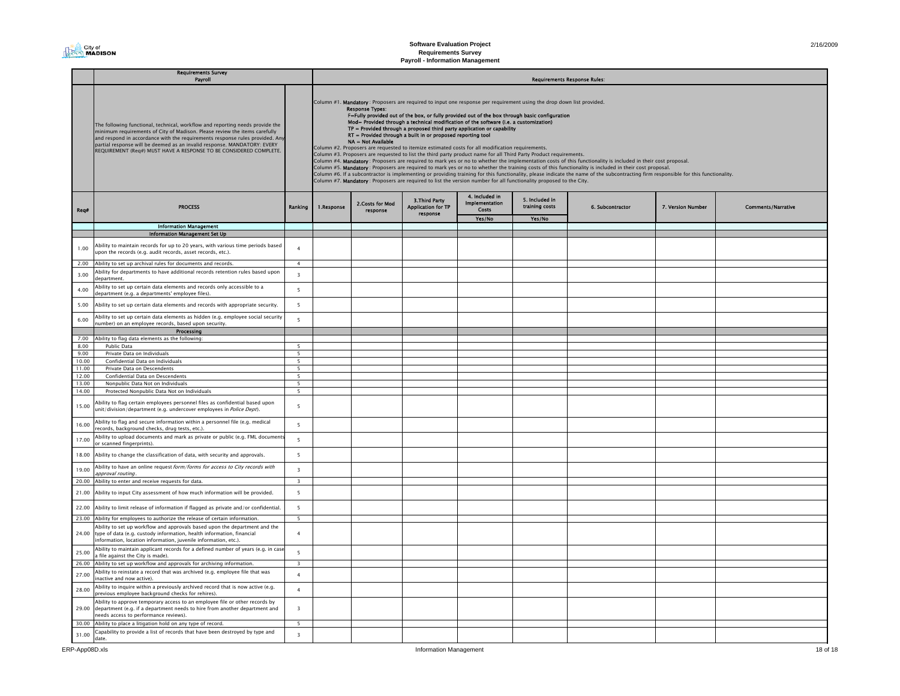# Software Evaluation Project
## Requirements Survey
### Payroll - Information Management

| | Requirements Survey Payroll | | Requirements Response Rules: | | | | | | | |
|---|---|---|---|---|---|---|---|---|---|---|
| | The following functional, technical, workflow and reporting needs provide the minimum requirements of City of Madison. Please review the items carefully and respond in accordance with the requirements response rules provided. Any partial response will be deemed as an invalid response. MANDATORY: EVERY REQUIREMENT (Req#) MUST HAVE A RESPONSE TO BE CONSIDERED COMPLETE. | | Column #1. **Mandatory** : Proposers are required to input one response per requirement using the drop down list provided. **Response Types:** F=Fully provided out of the box, or fully provided out of the box through basic configuration; Mod= Provided through a technical modification of the software (i.e. a customization); TP = Provided through a proposed third party application or capability; RT = Provided through a built in or proposed reporting tool; NA = Not Available. Column #2. Proposers are requested to itemize estimated costs for all modification requirements. Column #3. Proposers are requested to list the third party product name for all Third Party Product requirements. Column #4. **Mandatory** : Proposers are required to mark yes or no to whether the implementation costs of this functionality is included in their cost proposal. Column #5. **Mandatory** : Proposers are required to mark yes or no to whether the training costs of this functionality is included in their cost proposal. Column #6. If a subcontractor is implementing or providing training for this functionality, please indicate the name of the subcontracting firm responsible for this functionality. Column #7. **Mandatory** : Proposers are required to list the version number for all functionality proposed to the City. | | | | | | | |
| Req# | PROCESS | Ranking | 1.Response | 2.Costs for Mod response | 3.Third Party Application for TP response | 4. Included in Implementation Costs Yes/No | 5. Included in training costs Yes/No | 6. Subcontractor | 7. Version Number | Comments/Narrative |
| | **Information Management** | | | | | | | | | |
| | **Information Management Set Up** | | | | | | | | | |
| 1.00 | Ability to maintain records for up to 20 years, with various time periods based upon the records (e.g. audit records, asset records, etc.). | 4 | | | | | | | | |
| 2.00 | Ability to set up archival rules for documents and records. | 4 | | | | | | | | |
| 3.00 | Ability for departments to have additional records retention rules based upon department. | 3 | | | | | | | | |
| 4.00 | Ability to set up certain data elements and records only accessible to a department (e.g. a departments' employee files). | 5 | | | | | | | | |
| 5.00 | Ability to set up certain data elements and records with appropriate security. | 5 | | | | | | | | |
| 6.00 | Ability to set up certain data elements as hidden (e.g. employee social security number) on an employee records, based upon security. | 5 | | | | | | | | |
| | **Processing** | | | | | | | | | |
| 7.00 | Ability to flag data elements as the following: | | | | | | | | | |
| 8.00 | Public Data | 5 | | | | | | | | |
| 9.00 | Private Data on Individuals | 5 | | | | | | | | |
| 10.00 | Confidential Data on Individuals | 5 | | | | | | | | |
| 11.00 | Private Data on Descendents | 5 | | | | | | | | |
| 12.00 | Confidential Data on Descendents | 5 | | | | | | | | |
| 13.00 | Nonpublic Data Not on Individuals | 5 | | | | | | | | |
| 14.00 | Protected Nonpublic Data Not on Individuals | 5 | | | | | | | | |
| 15.00 | Ability to flag certain employees personnel files as confidential based upon unit/division/department (e.g. undercover employees in *Police Dept*). | 5 | | | | | | | | |
| 16.00 | Ability to flag and secure information within a personnel file (e.g. medical records, background checks, drug tests, etc.). | 5 | | | | | | | | |
| 17.00 | Ability to upload documents and mark as private or public (e.g. FML documents or scanned fingerprints). | 5 | | | | | | | | |
| 18.00 | Ability to change the classification of data, with security and approvals. | 5 | | | | | | | | |
| 19.00 | Ability to have an online request *form/forms for access to City records with approval routing*. | 3 | | | | | | | | |
| 20.00 | Ability to enter and receive requests for data. | 3 | | | | | | | | |
| 21.00 | Ability to input City assessment of how much information will be provided. | 5 | | | | | | | | |
| 22.00 | Ability to limit release of information if flagged as private and/or confidential. | 5 | | | | | | | | |
| 23.00 | Ability for employees to authorize the release of certain information. | 5 | | | | | | | | |
| 24.00 | Ability to set up workflow and approvals based upon the department and the type of data (e.g. custody information, health information, financial information, location information, juvenile information, etc.). | 4 | | | | | | | | |
| 25.00 | Ability to maintain applicant records for a defined number of years (e.g. in case a file against the City is made). | 5 | | | | | | | | |
| 26.00 | Ability to set up workflow and approvals for archiving information. | 3 | | | | | | | | |
| 27.00 | Ability to reinstate a record that was archived (e.g. employee file that was inactive and now active). | 4 | | | | | | | | |
| 28.00 | Ability to inquire within a previously archived record that is now active (e.g. previous employee background checks for rehires). | 4 | | | | | | | | |
| 29.00 | Ability to approve temporary access to an employee file or other records by department (e.g. if a department needs to hire from another department and needs access to performance reviews). | 3 | | | | | | | | |
| 30.00 | Ability to place a litigation hold on any type of record. | 5 | | | | | | | | |
| 31.00 | Capability to provide a list of records that have been destroyed by type and date. | 3 | | | | | | | | |